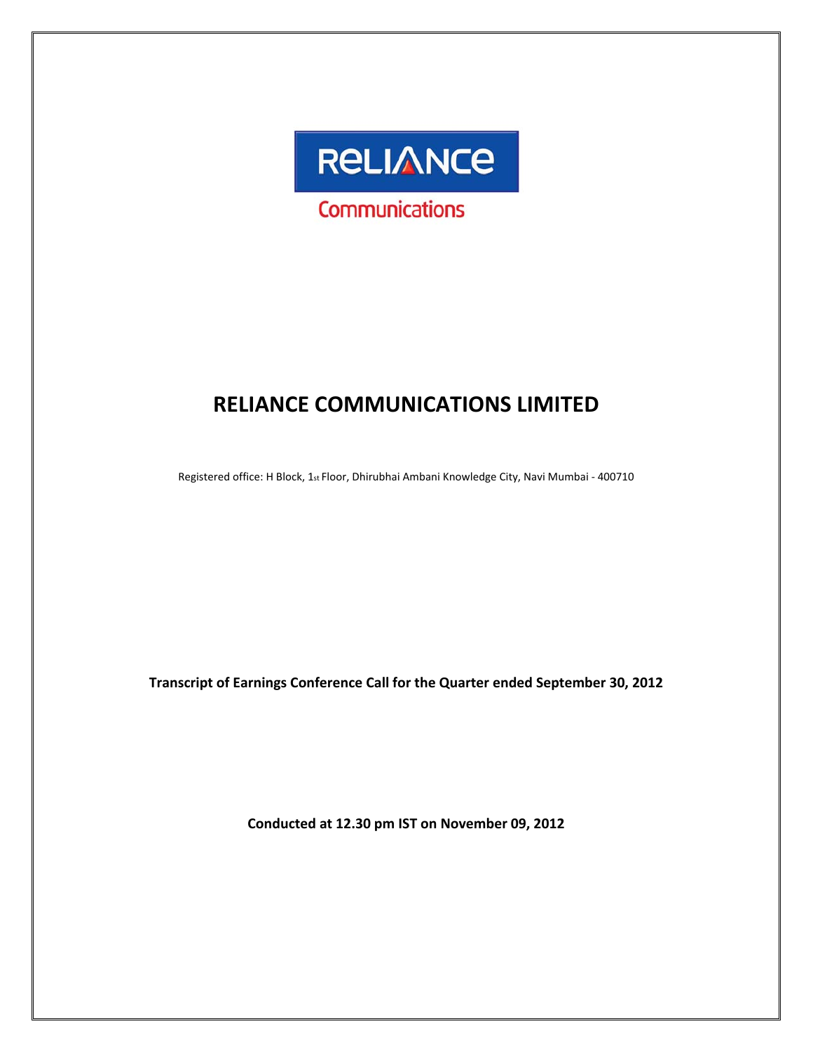RELIANCE

Communications

# RELIANCE COMMUNICATIONS LIMITED

Registered office: H Block, 1st Floor, Dhirubhai Ambani Knowledge City, Navi Mumbai - 400710

**Transcript of Earnings Conference Call for the Quarter ended September 30, 2012**

**Conducted at 12.30 pm IST on November 09, 2012**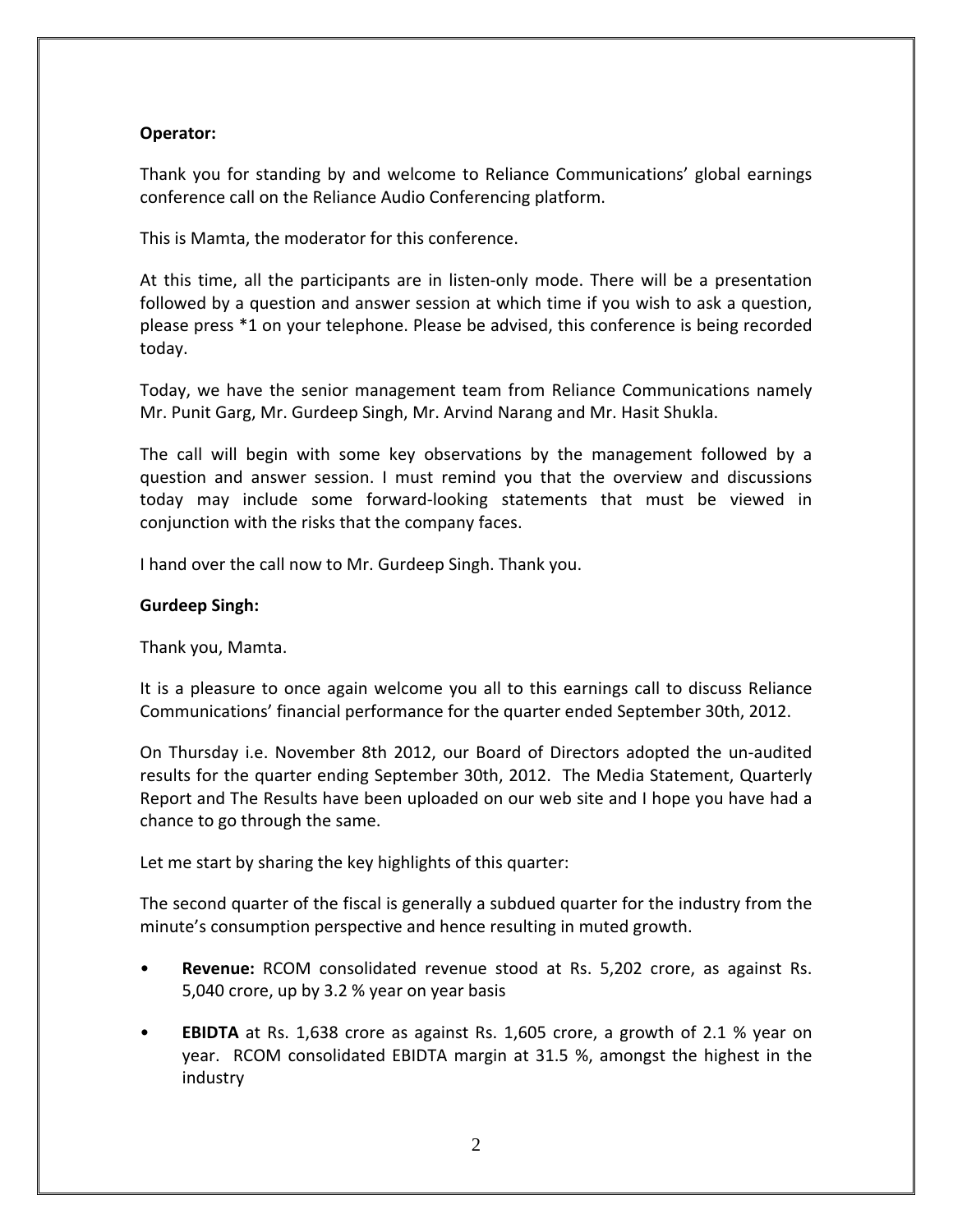**Operator:**

Thank you for standing by and welcome to Reliance Communications' global earnings conference call on the Reliance Audio Conferencing platform.

This is Mamta, the moderator for this conference.

At this time, all the participants are in listen-only mode. There will be a presentation followed by a question and answer session at which time if you wish to ask a question, please press *1 on your telephone. Please be advised, this conference is being recorded today.

Today, we have the senior management team from Reliance Communications namely Mr. Punit Garg, Mr. Gurdeep Singh, Mr. Arvind Narang and Mr. Hasit Shukla.

The call will begin with some key observations by the management followed by a question and answer session. I must remind you that the overview and discussions today may include some forward-looking statements that must be viewed in conjunction with the risks that the company faces.

I hand over the call now to Mr. Gurdeep Singh. Thank you.

**Gurdeep Singh:**

Thank you, Mamta.

It is a pleasure to once again welcome you all to this earnings call to discuss Reliance Communications' financial performance for the quarter ended September 30th, 2012.

On Thursday i.e. November 8th 2012, our Board of Directors adopted the un-audited results for the quarter ending September 30th, 2012. The Media Statement, Quarterly Report and The Results have been uploaded on our web site and I hope you have had a chance to go through the same.

Let me start by sharing the key highlights of this quarter:

The second quarter of the fiscal is generally a subdued quarter for the industry from the minute's consumption perspective and hence resulting in muted growth.

- **Revenue:** RCOM consolidated revenue stood at Rs. 5,202 crore, as against Rs. 5,040 crore, up by 3.2 % year on year basis
- **EBIDTA** at Rs. 1,638 crore as against Rs. 1,605 crore, a growth of 2.1 % year on year. RCOM consolidated EBIDTA margin at 31.5 %, amongst the highest in the industry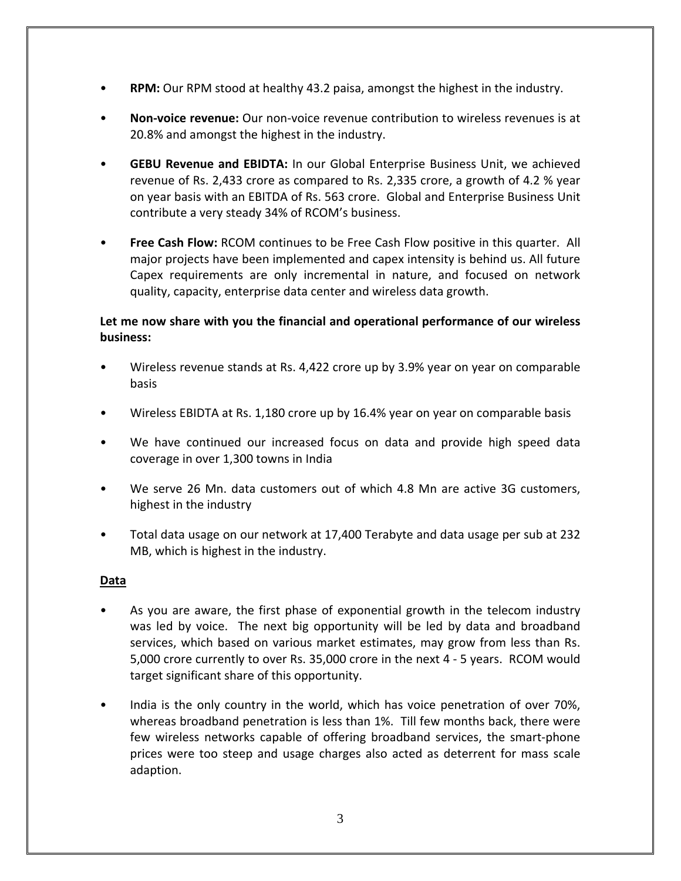- **RPM:** Our RPM stood at healthy 43.2 paisa, amongst the highest in the industry.
- **Non-voice revenue:** Our non-voice revenue contribution to wireless revenues is at 20.8% and amongst the highest in the industry.
- **GEBU Revenue and EBIDTA:** In our Global Enterprise Business Unit, we achieved revenue of Rs. 2,433 crore as compared to Rs. 2,335 crore, a growth of 4.2 % year on year basis with an EBITDA of Rs. 563 crore. Global and Enterprise Business Unit contribute a very steady 34% of RCOM's business.
- **Free Cash Flow:** RCOM continues to be Free Cash Flow positive in this quarter. All major projects have been implemented and capex intensity is behind us. All future Capex requirements are only incremental in nature, and focused on network quality, capacity, enterprise data center and wireless data growth.

**Let me now share with you the financial and operational performance of our wireless business:**

- Wireless revenue stands at Rs. 4,422 crore up by 3.9% year on year on comparable basis
- Wireless EBIDTA at Rs. 1,180 crore up by 16.4% year on year on comparable basis
- We have continued our increased focus on data and provide high speed data coverage in over 1,300 towns in India
- We serve 26 Mn. data customers out of which 4.8 Mn are active 3G customers, highest in the industry
- Total data usage on our network at 17,400 Terabyte and data usage per sub at 232 MB, which is highest in the industry.

<u>**Data**</u>

- As you are aware, the first phase of exponential growth in the telecom industry was led by voice. The next big opportunity will be led by data and broadband services, which based on various market estimates, may grow from less than Rs. 5,000 crore currently to over Rs. 35,000 crore in the next 4 - 5 years. RCOM would target significant share of this opportunity.
- India is the only country in the world, which has voice penetration of over 70%, whereas broadband penetration is less than 1%. Till few months back, there were few wireless networks capable of offering broadband services, the smart-phone prices were too steep and usage charges also acted as deterrent for mass scale adaption.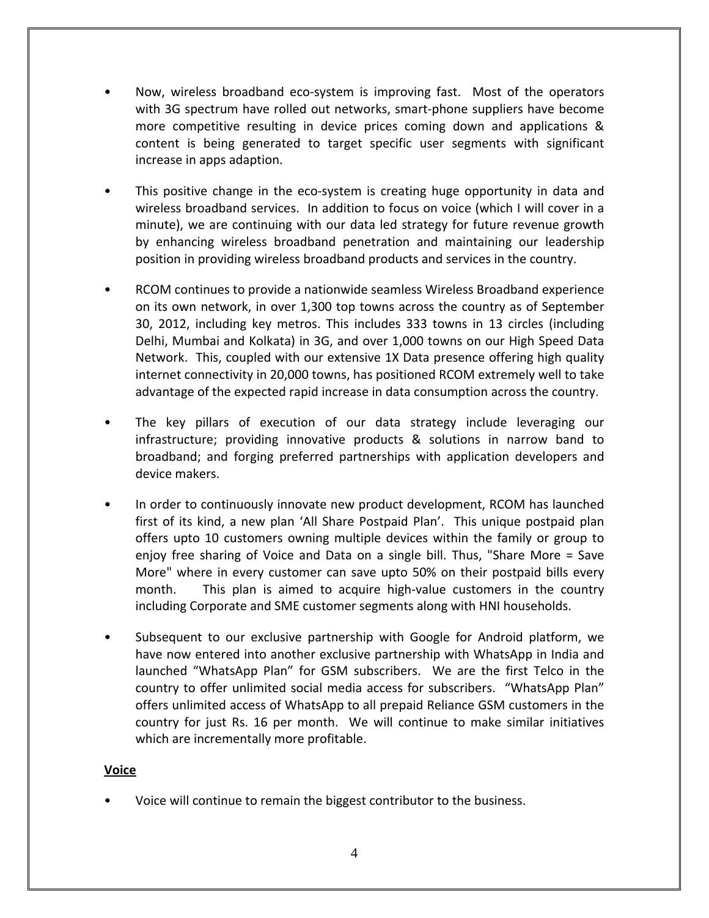- Now, wireless broadband eco-system is improving fast. Most of the operators with 3G spectrum have rolled out networks, smart-phone suppliers have become more competitive resulting in device prices coming down and applications & content is being generated to target specific user segments with significant increase in apps adaption.

- This positive change in the eco-system is creating huge opportunity in data and wireless broadband services. In addition to focus on voice (which I will cover in a minute), we are continuing with our data led strategy for future revenue growth by enhancing wireless broadband penetration and maintaining our leadership position in providing wireless broadband products and services in the country.

- RCOM continues to provide a nationwide seamless Wireless Broadband experience on its own network, in over 1,300 top towns across the country as of September 30, 2012, including key metros. This includes 333 towns in 13 circles (including Delhi, Mumbai and Kolkata) in 3G, and over 1,000 towns on our High Speed Data Network. This, coupled with our extensive 1X Data presence offering high quality internet connectivity in 20,000 towns, has positioned RCOM extremely well to take advantage of the expected rapid increase in data consumption across the country.

- The key pillars of execution of our data strategy include leveraging our infrastructure; providing innovative products & solutions in narrow band to broadband; and forging preferred partnerships with application developers and device makers.

- In order to continuously innovate new product development, RCOM has launched first of its kind, a new plan 'All Share Postpaid Plan'. This unique postpaid plan offers upto 10 customers owning multiple devices within the family or group to enjoy free sharing of Voice and Data on a single bill. Thus, "Share More = Save More" where in every customer can save upto 50% on their postpaid bills every month. This plan is aimed to acquire high-value customers in the country including Corporate and SME customer segments along with HNI households.

- Subsequent to our exclusive partnership with Google for Android platform, we have now entered into another exclusive partnership with WhatsApp in India and launched "WhatsApp Plan" for GSM subscribers. We are the first Telco in the country to offer unlimited social media access for subscribers. "WhatsApp Plan" offers unlimited access of WhatsApp to all prepaid Reliance GSM customers in the country for just Rs. 16 per month. We will continue to make similar initiatives which are incrementally more profitable.

**Voice**

- Voice will continue to remain the biggest contributor to the business.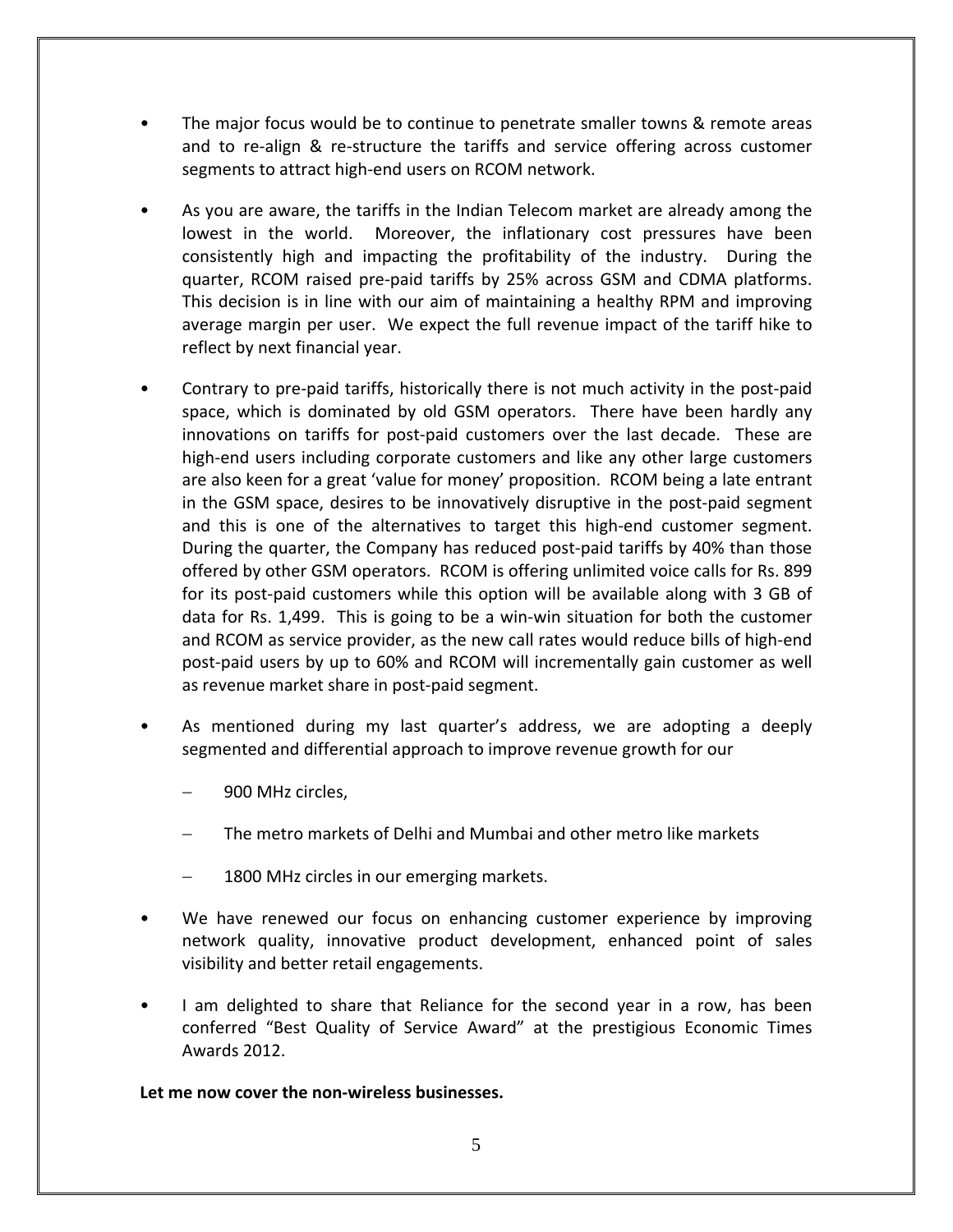- The major focus would be to continue to penetrate smaller towns & remote areas and to re-align & re-structure the tariffs and service offering across customer segments to attract high-end users on RCOM network.

- As you are aware, the tariffs in the Indian Telecom market are already among the lowest in the world. Moreover, the inflationary cost pressures have been consistently high and impacting the profitability of the industry. During the quarter, RCOM raised pre-paid tariffs by 25% across GSM and CDMA platforms. This decision is in line with our aim of maintaining a healthy RPM and improving average margin per user. We expect the full revenue impact of the tariff hike to reflect by next financial year.

- Contrary to pre-paid tariffs, historically there is not much activity in the post-paid space, which is dominated by old GSM operators. There have been hardly any innovations on tariffs for post-paid customers over the last decade. These are high-end users including corporate customers and like any other large customers are also keen for a great 'value for money' proposition. RCOM being a late entrant in the GSM space, desires to be innovatively disruptive in the post-paid segment and this is one of the alternatives to target this high-end customer segment. During the quarter, the Company has reduced post-paid tariffs by 40% than those offered by other GSM operators. RCOM is offering unlimited voice calls for Rs. 899 for its post-paid customers while this option will be available along with 3 GB of data for Rs. 1,499. This is going to be a win-win situation for both the customer and RCOM as service provider, as the new call rates would reduce bills of high-end post-paid users by up to 60% and RCOM will incrementally gain customer as well as revenue market share in post-paid segment.

- As mentioned during my last quarter's address, we are adopting a deeply segmented and differential approach to improve revenue growth for our
  - 900 MHz circles,
  - The metro markets of Delhi and Mumbai and other metro like markets
  - 1800 MHz circles in our emerging markets.

- We have renewed our focus on enhancing customer experience by improving network quality, innovative product development, enhanced point of sales visibility and better retail engagements.

- I am delighted to share that Reliance for the second year in a row, has been conferred "Best Quality of Service Award" at the prestigious Economic Times Awards 2012.

**Let me now cover the non-wireless businesses.**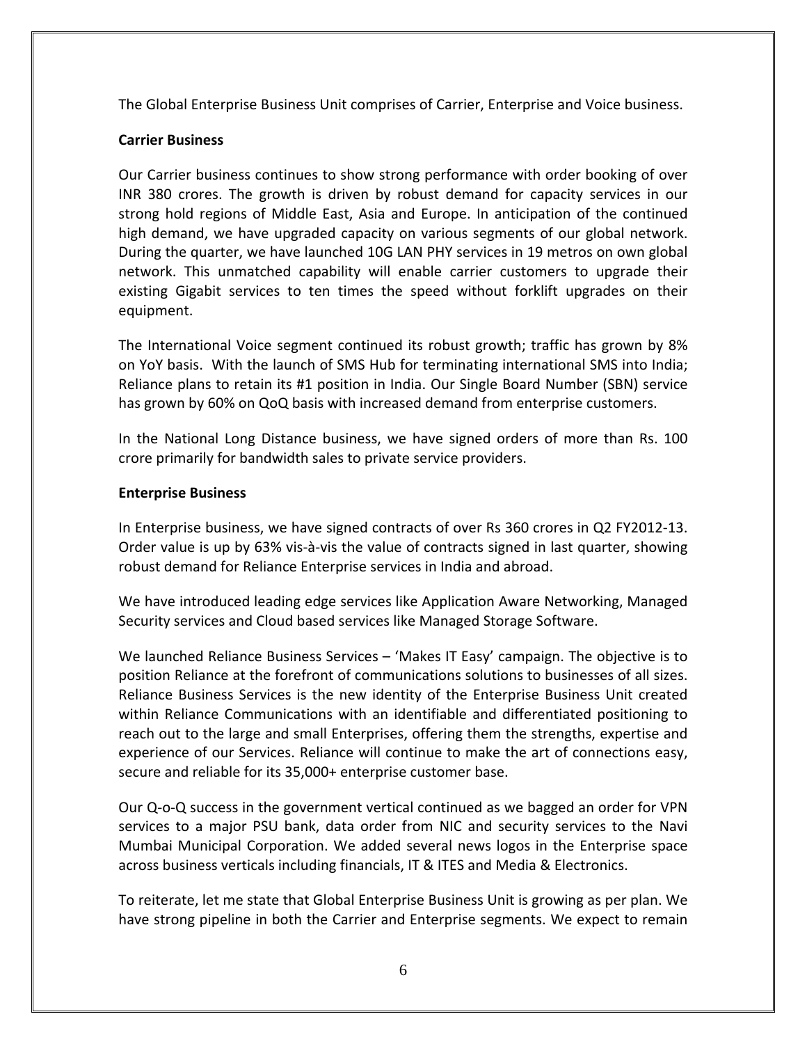The Global Enterprise Business Unit comprises of Carrier, Enterprise and Voice business.

**Carrier Business**

Our Carrier business continues to show strong performance with order booking of over INR 380 crores. The growth is driven by robust demand for capacity services in our strong hold regions of Middle East, Asia and Europe. In anticipation of the continued high demand, we have upgraded capacity on various segments of our global network. During the quarter, we have launched 10G LAN PHY services in 19 metros on own global network. This unmatched capability will enable carrier customers to upgrade their existing Gigabit services to ten times the speed without forklift upgrades on their equipment.

The International Voice segment continued its robust growth; traffic has grown by 8% on YoY basis. With the launch of SMS Hub for terminating international SMS into India; Reliance plans to retain its #1 position in India. Our Single Board Number (SBN) service has grown by 60% on QoQ basis with increased demand from enterprise customers.

In the National Long Distance business, we have signed orders of more than Rs. 100 crore primarily for bandwidth sales to private service providers.

**Enterprise Business**

In Enterprise business, we have signed contracts of over Rs 360 crores in Q2 FY2012-13. Order value is up by 63% vis-à-vis the value of contracts signed in last quarter, showing robust demand for Reliance Enterprise services in India and abroad.

We have introduced leading edge services like Application Aware Networking, Managed Security services and Cloud based services like Managed Storage Software.

We launched Reliance Business Services – 'Makes IT Easy' campaign. The objective is to position Reliance at the forefront of communications solutions to businesses of all sizes. Reliance Business Services is the new identity of the Enterprise Business Unit created within Reliance Communications with an identifiable and differentiated positioning to reach out to the large and small Enterprises, offering them the strengths, expertise and experience of our Services. Reliance will continue to make the art of connections easy, secure and reliable for its 35,000+ enterprise customer base.

Our Q-o-Q success in the government vertical continued as we bagged an order for VPN services to a major PSU bank, data order from NIC and security services to the Navi Mumbai Municipal Corporation. We added several news logos in the Enterprise space across business verticals including financials, IT & ITES and Media & Electronics.

To reiterate, let me state that Global Enterprise Business Unit is growing as per plan. We have strong pipeline in both the Carrier and Enterprise segments. We expect to remain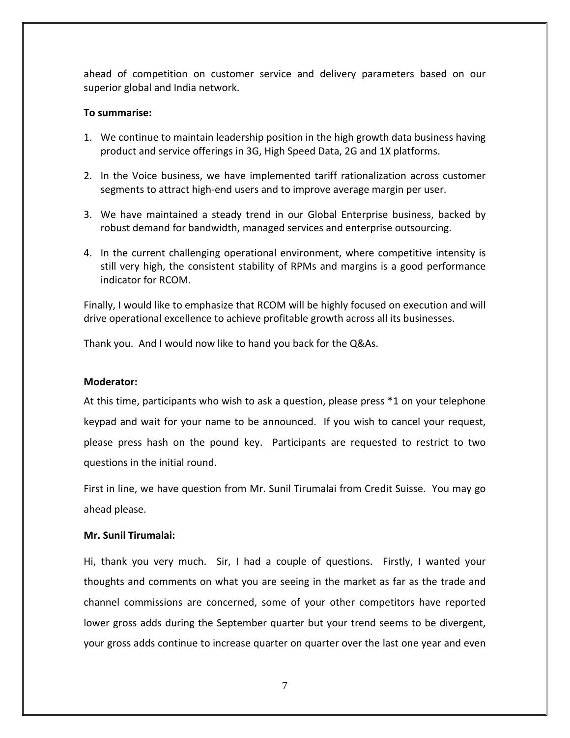ahead of competition on customer service and delivery parameters based on our superior global and India network.

**To summarise:**

1. We continue to maintain leadership position in the high growth data business having product and service offerings in 3G, High Speed Data, 2G and 1X platforms.

2. In the Voice business, we have implemented tariff rationalization across customer segments to attract high-end users and to improve average margin per user.

3. We have maintained a steady trend in our Global Enterprise business, backed by robust demand for bandwidth, managed services and enterprise outsourcing.

4. In the current challenging operational environment, where competitive intensity is still very high, the consistent stability of RPMs and margins is a good performance indicator for RCOM.

Finally, I would like to emphasize that RCOM will be highly focused on execution and will drive operational excellence to achieve profitable growth across all its businesses.

Thank you. And I would now like to hand you back for the Q&As.

**Moderator:**

At this time, participants who wish to ask a question, please press *1 on your telephone keypad and wait for your name to be announced. If you wish to cancel your request, please press hash on the pound key. Participants are requested to restrict to two questions in the initial round.

First in line, we have question from Mr. Sunil Tirumalai from Credit Suisse. You may go ahead please.

**Mr. Sunil Tirumalai:**

Hi, thank you very much. Sir, I had a couple of questions. Firstly, I wanted your thoughts and comments on what you are seeing in the market as far as the trade and channel commissions are concerned, some of your other competitors have reported lower gross adds during the September quarter but your trend seems to be divergent, your gross adds continue to increase quarter on quarter over the last one year and even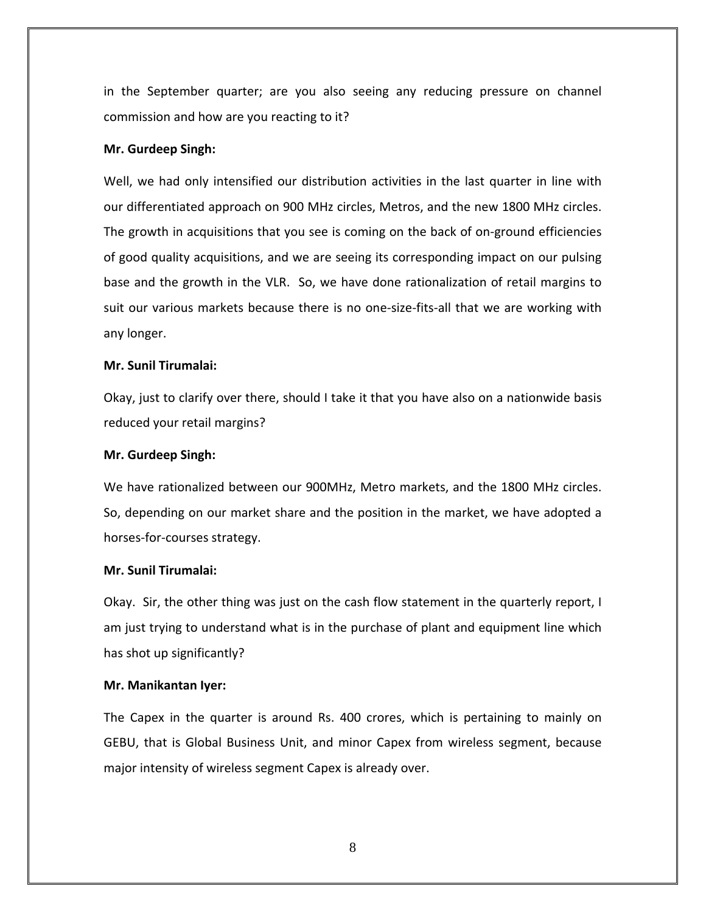in the September quarter; are you also seeing any reducing pressure on channel commission and how are you reacting to it?

**Mr. Gurdeep Singh:**

Well, we had only intensified our distribution activities in the last quarter in line with our differentiated approach on 900 MHz circles, Metros, and the new 1800 MHz circles. The growth in acquisitions that you see is coming on the back of on-ground efficiencies of good quality acquisitions, and we are seeing its corresponding impact on our pulsing base and the growth in the VLR. So, we have done rationalization of retail margins to suit our various markets because there is no one-size-fits-all that we are working with any longer.

**Mr. Sunil Tirumalai:**

Okay, just to clarify over there, should I take it that you have also on a nationwide basis reduced your retail margins?

**Mr. Gurdeep Singh:**

We have rationalized between our 900MHz, Metro markets, and the 1800 MHz circles. So, depending on our market share and the position in the market, we have adopted a horses-for-courses strategy.

**Mr. Sunil Tirumalai:**

Okay. Sir, the other thing was just on the cash flow statement in the quarterly report, I am just trying to understand what is in the purchase of plant and equipment line which has shot up significantly?

**Mr. Manikantan Iyer:**

The Capex in the quarter is around Rs. 400 crores, which is pertaining to mainly on GEBU, that is Global Business Unit, and minor Capex from wireless segment, because major intensity of wireless segment Capex is already over.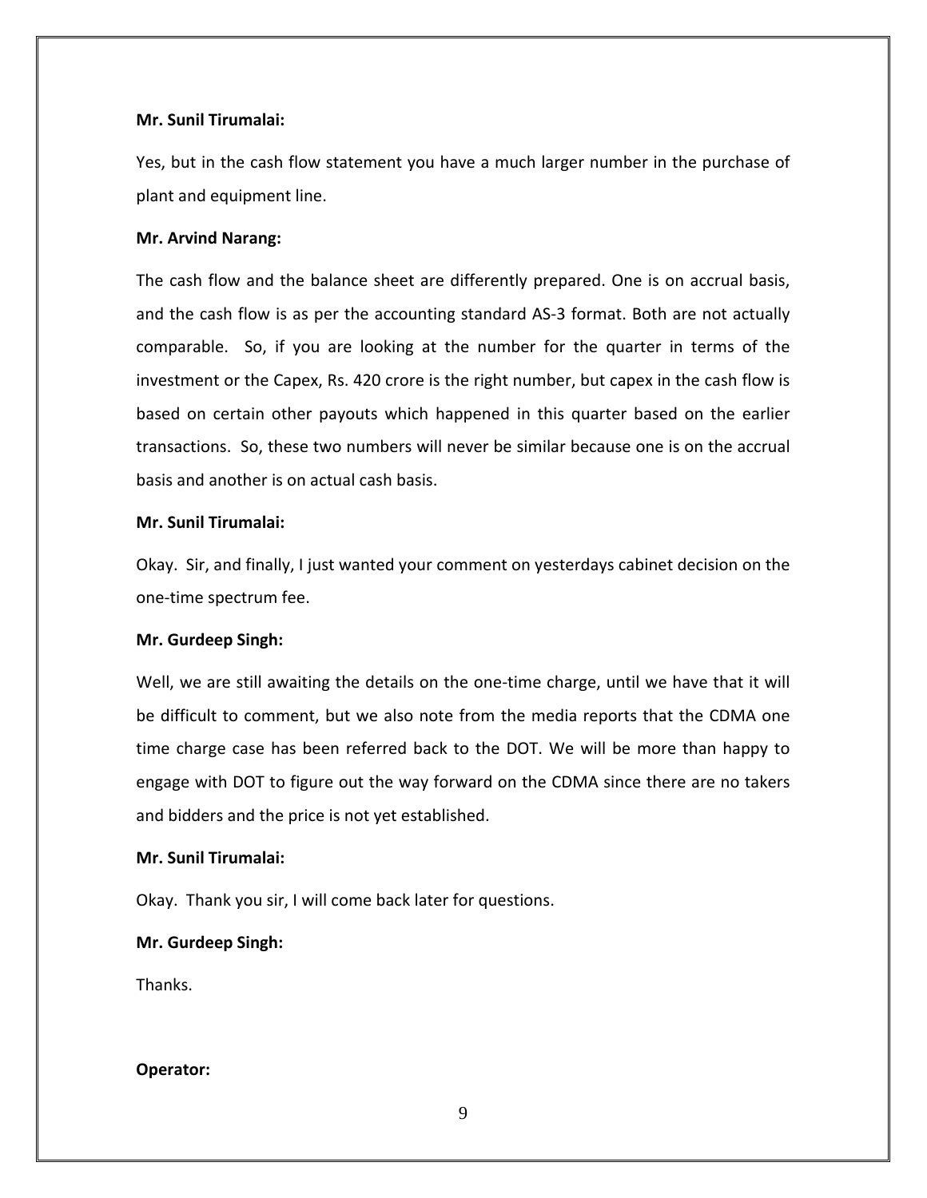**Mr. Sunil Tirumalai:**

Yes, but in the cash flow statement you have a much larger number in the purchase of plant and equipment line.

**Mr. Arvind Narang:**

The cash flow and the balance sheet are differently prepared. One is on accrual basis, and the cash flow is as per the accounting standard AS-3 format. Both are not actually comparable. So, if you are looking at the number for the quarter in terms of the investment or the Capex, Rs. 420 crore is the right number, but capex in the cash flow is based on certain other payouts which happened in this quarter based on the earlier transactions. So, these two numbers will never be similar because one is on the accrual basis and another is on actual cash basis.

**Mr. Sunil Tirumalai:**

Okay. Sir, and finally, I just wanted your comment on yesterdays cabinet decision on the one-time spectrum fee.

**Mr. Gurdeep Singh:**

Well, we are still awaiting the details on the one-time charge, until we have that it will be difficult to comment, but we also note from the media reports that the CDMA one time charge case has been referred back to the DOT. We will be more than happy to engage with DOT to figure out the way forward on the CDMA since there are no takers and bidders and the price is not yet established.

**Mr. Sunil Tirumalai:**

Okay. Thank you sir, I will come back later for questions.

**Mr. Gurdeep Singh:**

Thanks.

**Operator:**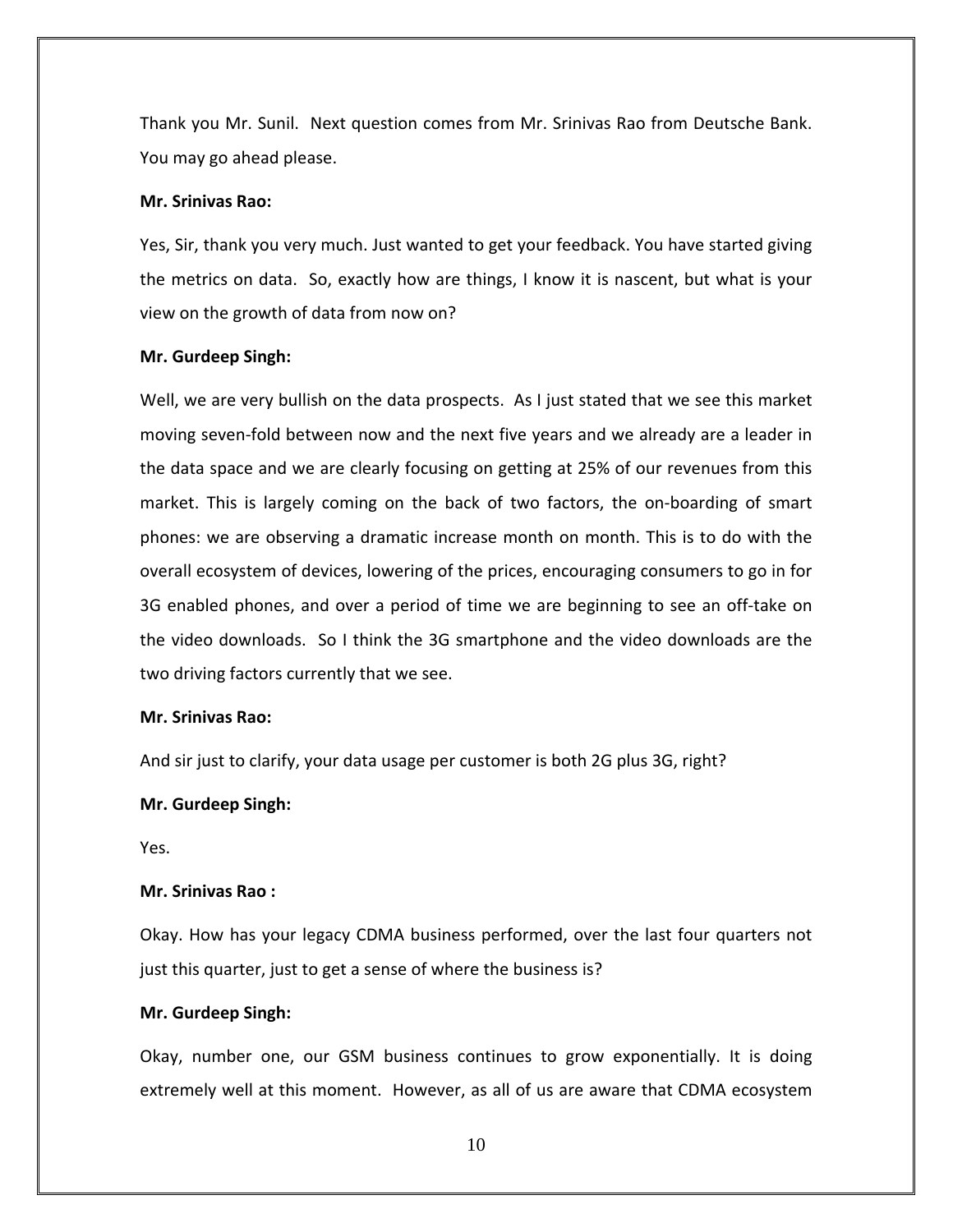Thank you Mr. Sunil. Next question comes from Mr. Srinivas Rao from Deutsche Bank. You may go ahead please.

**Mr. Srinivas Rao:**

Yes, Sir, thank you very much. Just wanted to get your feedback. You have started giving the metrics on data. So, exactly how are things, I know it is nascent, but what is your view on the growth of data from now on?

**Mr. Gurdeep Singh:**

Well, we are very bullish on the data prospects. As I just stated that we see this market moving seven-fold between now and the next five years and we already are a leader in the data space and we are clearly focusing on getting at 25% of our revenues from this market. This is largely coming on the back of two factors, the on-boarding of smart phones: we are observing a dramatic increase month on month. This is to do with the overall ecosystem of devices, lowering of the prices, encouraging consumers to go in for 3G enabled phones, and over a period of time we are beginning to see an off-take on the video downloads. So I think the 3G smartphone and the video downloads are the two driving factors currently that we see.

**Mr. Srinivas Rao:**

And sir just to clarify, your data usage per customer is both 2G plus 3G, right?

**Mr. Gurdeep Singh:**

Yes.

**Mr. Srinivas Rao :**

Okay. How has your legacy CDMA business performed, over the last four quarters not just this quarter, just to get a sense of where the business is?

**Mr. Gurdeep Singh:**

Okay, number one, our GSM business continues to grow exponentially. It is doing extremely well at this moment. However, as all of us are aware that CDMA ecosystem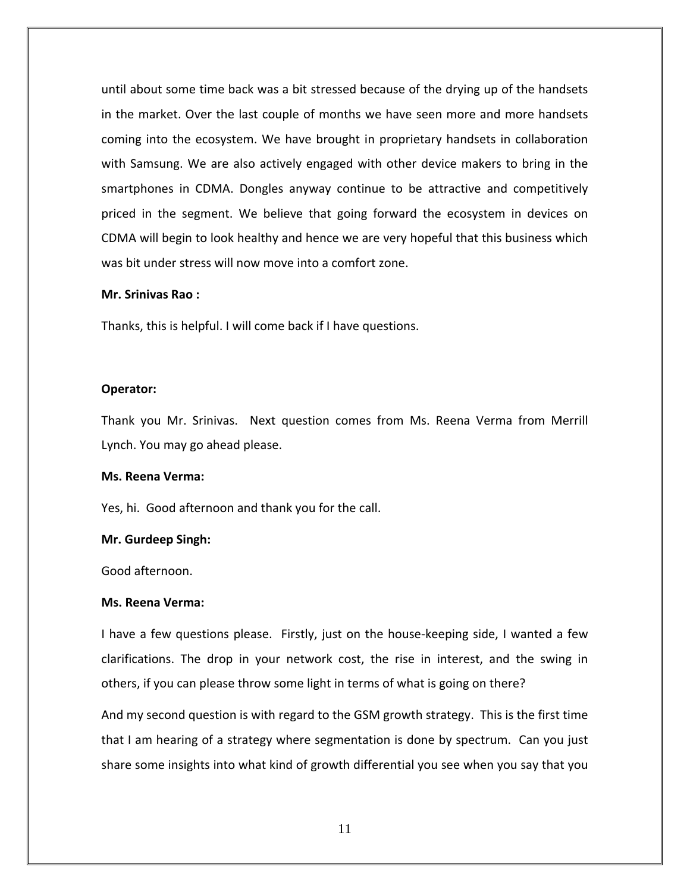until about some time back was a bit stressed because of the drying up of the handsets in the market. Over the last couple of months we have seen more and more handsets coming into the ecosystem. We have brought in proprietary handsets in collaboration with Samsung. We are also actively engaged with other device makers to bring in the smartphones in CDMA. Dongles anyway continue to be attractive and competitively priced in the segment. We believe that going forward the ecosystem in devices on CDMA will begin to look healthy and hence we are very hopeful that this business which was bit under stress will now move into a comfort zone.

**Mr. Srinivas Rao :**

Thanks, this is helpful. I will come back if I have questions.

**Operator:**

Thank you Mr. Srinivas. Next question comes from Ms. Reena Verma from Merrill Lynch. You may go ahead please.

**Ms. Reena Verma:**

Yes, hi. Good afternoon and thank you for the call.

**Mr. Gurdeep Singh:**

Good afternoon.

**Ms. Reena Verma:**

I have a few questions please. Firstly, just on the house-keeping side, I wanted a few clarifications. The drop in your network cost, the rise in interest, and the swing in others, if you can please throw some light in terms of what is going on there?

And my second question is with regard to the GSM growth strategy. This is the first time that I am hearing of a strategy where segmentation is done by spectrum. Can you just share some insights into what kind of growth differential you see when you say that you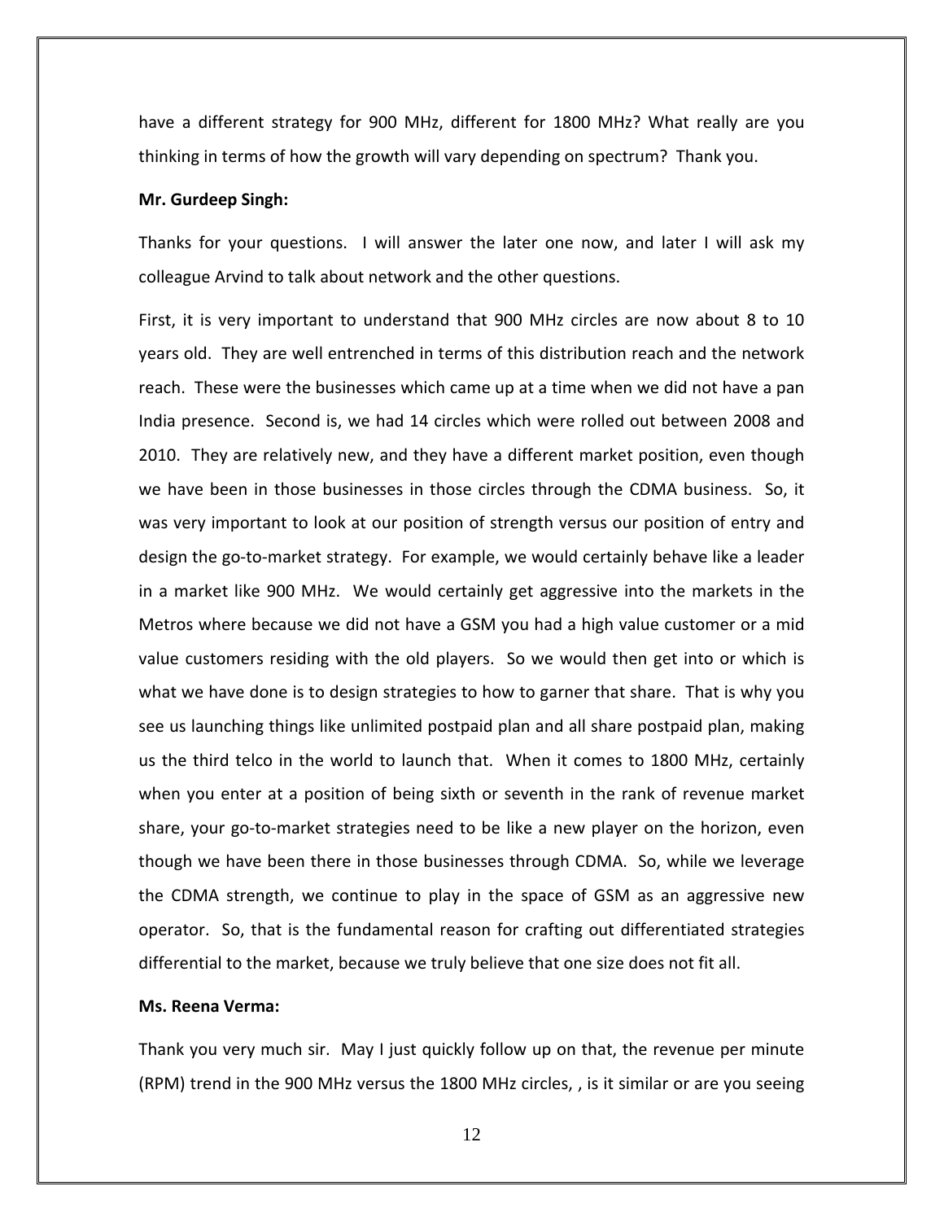have a different strategy for 900 MHz, different for 1800 MHz? What really are you thinking in terms of how the growth will vary depending on spectrum? Thank you.

**Mr. Gurdeep Singh:**

Thanks for your questions. I will answer the later one now, and later I will ask my colleague Arvind to talk about network and the other questions.

First, it is very important to understand that 900 MHz circles are now about 8 to 10 years old. They are well entrenched in terms of this distribution reach and the network reach. These were the businesses which came up at a time when we did not have a pan India presence. Second is, we had 14 circles which were rolled out between 2008 and 2010. They are relatively new, and they have a different market position, even though we have been in those businesses in those circles through the CDMA business. So, it was very important to look at our position of strength versus our position of entry and design the go-to-market strategy. For example, we would certainly behave like a leader in a market like 900 MHz. We would certainly get aggressive into the markets in the Metros where because we did not have a GSM you had a high value customer or a mid value customers residing with the old players. So we would then get into or which is what we have done is to design strategies to how to garner that share. That is why you see us launching things like unlimited postpaid plan and all share postpaid plan, making us the third telco in the world to launch that. When it comes to 1800 MHz, certainly when you enter at a position of being sixth or seventh in the rank of revenue market share, your go-to-market strategies need to be like a new player on the horizon, even though we have been there in those businesses through CDMA. So, while we leverage the CDMA strength, we continue to play in the space of GSM as an aggressive new operator. So, that is the fundamental reason for crafting out differentiated strategies differential to the market, because we truly believe that one size does not fit all.

**Ms. Reena Verma:**

Thank you very much sir. May I just quickly follow up on that, the revenue per minute (RPM) trend in the 900 MHz versus the 1800 MHz circles, , is it similar or are you seeing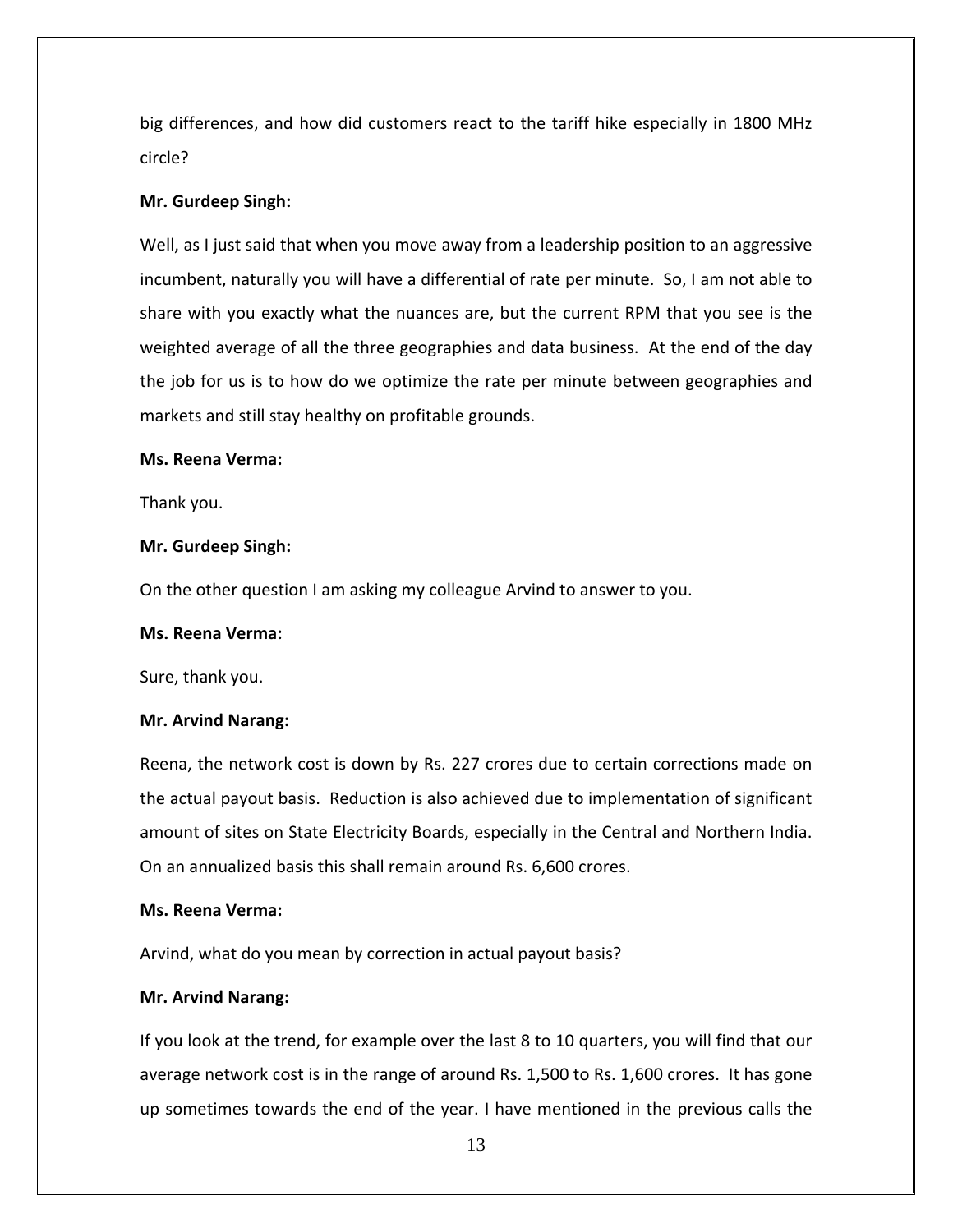big differences, and how did customers react to the tariff hike especially in 1800 MHz circle?

**Mr. Gurdeep Singh:**

Well, as I just said that when you move away from a leadership position to an aggressive incumbent, naturally you will have a differential of rate per minute. So, I am not able to share with you exactly what the nuances are, but the current RPM that you see is the weighted average of all the three geographies and data business. At the end of the day the job for us is to how do we optimize the rate per minute between geographies and markets and still stay healthy on profitable grounds.

**Ms. Reena Verma:**

Thank you.

**Mr. Gurdeep Singh:**

On the other question I am asking my colleague Arvind to answer to you.

**Ms. Reena Verma:**

Sure, thank you.

**Mr. Arvind Narang:**

Reena, the network cost is down by Rs. 227 crores due to certain corrections made on the actual payout basis. Reduction is also achieved due to implementation of significant amount of sites on State Electricity Boards, especially in the Central and Northern India. On an annualized basis this shall remain around Rs. 6,600 crores.

**Ms. Reena Verma:**

Arvind, what do you mean by correction in actual payout basis?

**Mr. Arvind Narang:**

If you look at the trend, for example over the last 8 to 10 quarters, you will find that our average network cost is in the range of around Rs. 1,500 to Rs. 1,600 crores. It has gone up sometimes towards the end of the year. I have mentioned in the previous calls the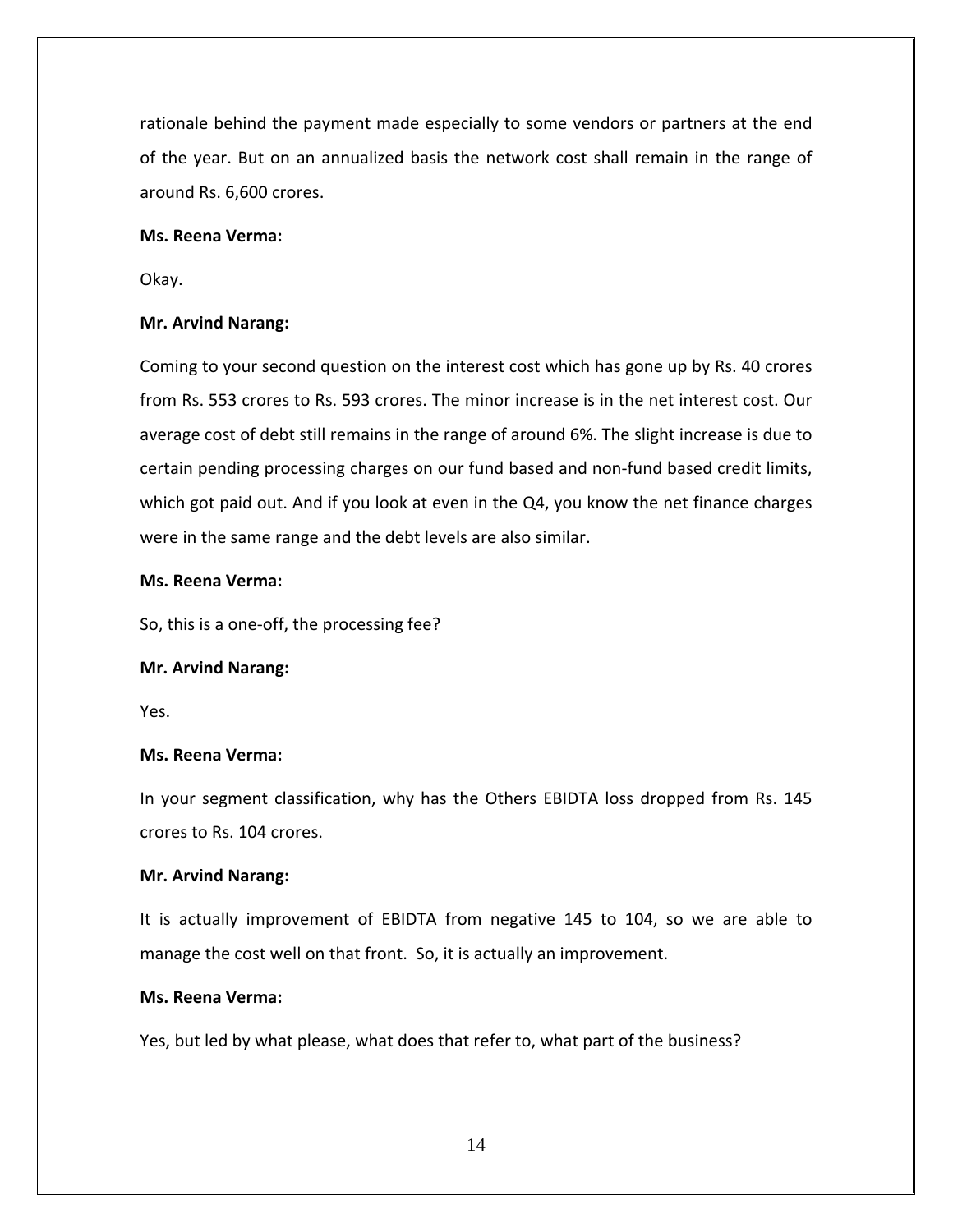rationale behind the payment made especially to some vendors or partners at the end of the year. But on an annualized basis the network cost shall remain in the range of around Rs. 6,600 crores.

**Ms. Reena Verma:**

Okay.

**Mr. Arvind Narang:**

Coming to your second question on the interest cost which has gone up by Rs. 40 crores from Rs. 553 crores to Rs. 593 crores. The minor increase is in the net interest cost. Our average cost of debt still remains in the range of around 6%. The slight increase is due to certain pending processing charges on our fund based and non-fund based credit limits, which got paid out. And if you look at even in the Q4, you know the net finance charges were in the same range and the debt levels are also similar.

**Ms. Reena Verma:**

So, this is a one-off, the processing fee?

**Mr. Arvind Narang:**

Yes.

**Ms. Reena Verma:**

In your segment classification, why has the Others EBIDTA loss dropped from Rs. 145 crores to Rs. 104 crores.

**Mr. Arvind Narang:**

It is actually improvement of EBIDTA from negative 145 to 104, so we are able to manage the cost well on that front. So, it is actually an improvement.

**Ms. Reena Verma:**

Yes, but led by what please, what does that refer to, what part of the business?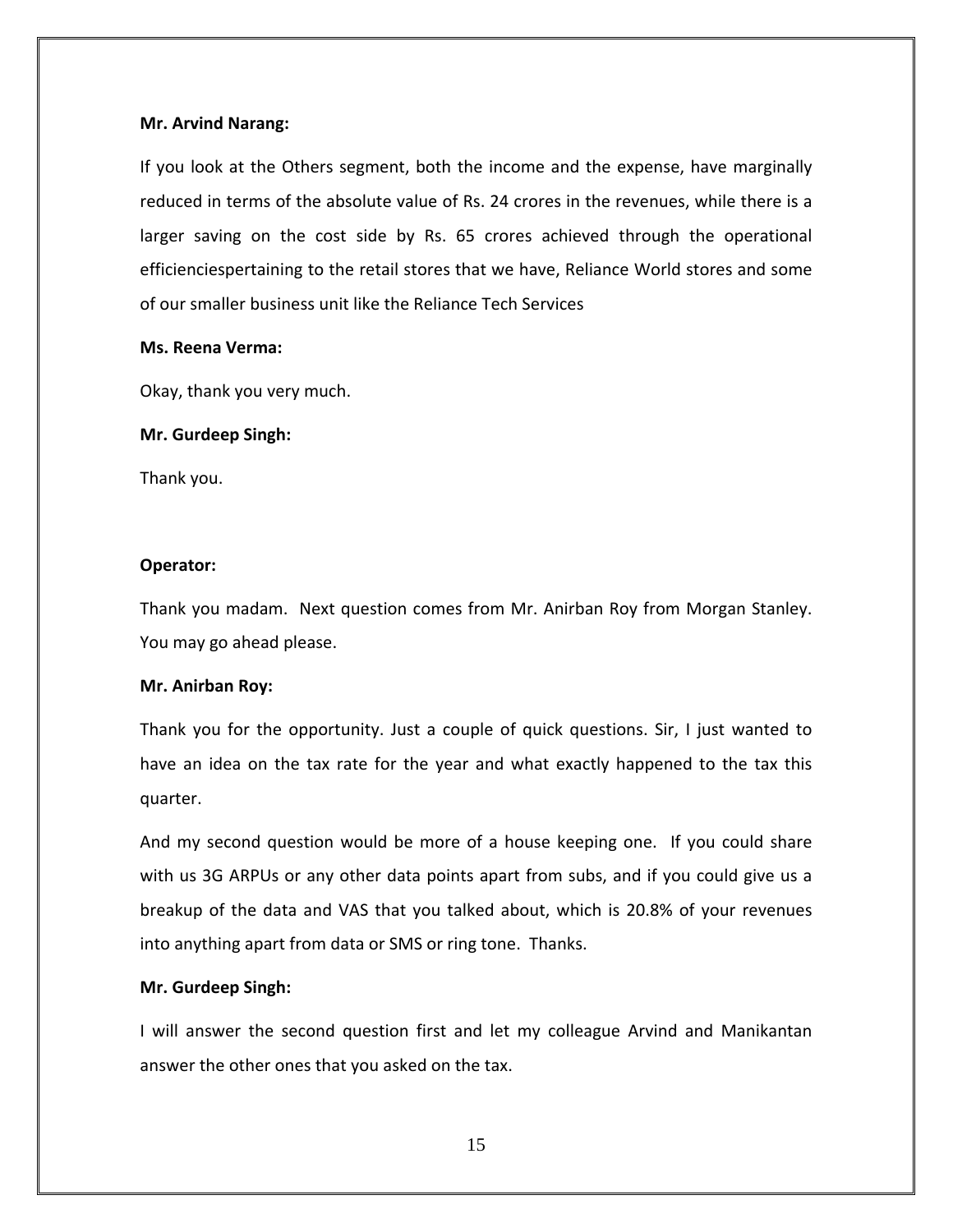**Mr. Arvind Narang:**

If you look at the Others segment, both the income and the expense, have marginally reduced in terms of the absolute value of Rs. 24 crores in the revenues, while there is a larger saving on the cost side by Rs. 65 crores achieved through the operational efficienciespertaining to the retail stores that we have, Reliance World stores and some of our smaller business unit like the Reliance Tech Services

**Ms. Reena Verma:**

Okay, thank you very much.

**Mr. Gurdeep Singh:**

Thank you.

**Operator:**

Thank you madam. Next question comes from Mr. Anirban Roy from Morgan Stanley. You may go ahead please.

**Mr. Anirban Roy:**

Thank you for the opportunity. Just a couple of quick questions. Sir, I just wanted to have an idea on the tax rate for the year and what exactly happened to the tax this quarter.

And my second question would be more of a house keeping one. If you could share with us 3G ARPUs or any other data points apart from subs, and if you could give us a breakup of the data and VAS that you talked about, which is 20.8% of your revenues into anything apart from data or SMS or ring tone. Thanks.

**Mr. Gurdeep Singh:**

I will answer the second question first and let my colleague Arvind and Manikantan answer the other ones that you asked on the tax.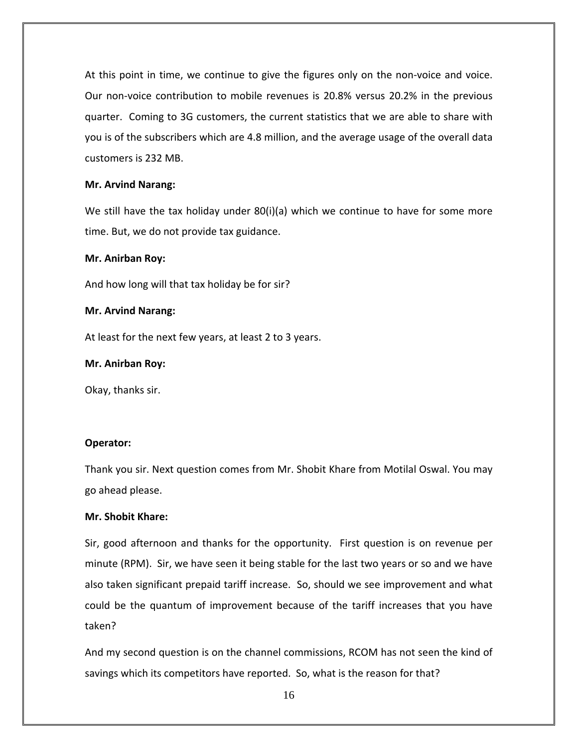At this point in time, we continue to give the figures only on the non-voice and voice. Our non-voice contribution to mobile revenues is 20.8% versus 20.2% in the previous quarter. Coming to 3G customers, the current statistics that we are able to share with you is of the subscribers which are 4.8 million, and the average usage of the overall data customers is 232 MB.

**Mr. Arvind Narang:**

We still have the tax holiday under 80(i)(a) which we continue to have for some more time. But, we do not provide tax guidance.

**Mr. Anirban Roy:**

And how long will that tax holiday be for sir?

**Mr. Arvind Narang:**

At least for the next few years, at least 2 to 3 years.

**Mr. Anirban Roy:**

Okay, thanks sir.

**Operator:**

Thank you sir. Next question comes from Mr. Shobit Khare from Motilal Oswal. You may go ahead please.

**Mr. Shobit Khare:**

Sir, good afternoon and thanks for the opportunity. First question is on revenue per minute (RPM). Sir, we have seen it being stable for the last two years or so and we have also taken significant prepaid tariff increase. So, should we see improvement and what could be the quantum of improvement because of the tariff increases that you have taken?

And my second question is on the channel commissions, RCOM has not seen the kind of savings which its competitors have reported. So, what is the reason for that?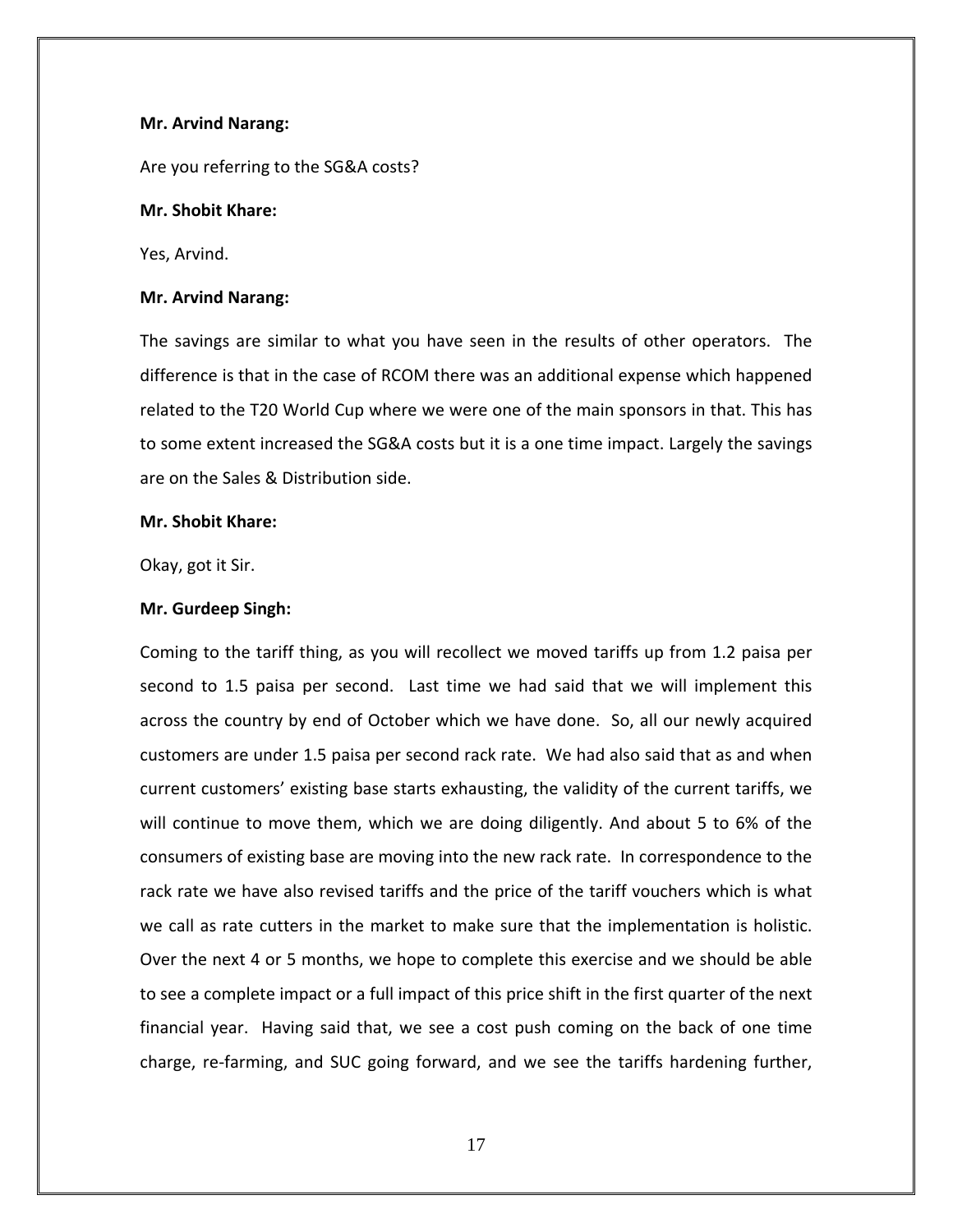**Mr. Arvind Narang:**

Are you referring to the SG&A costs?

**Mr. Shobit Khare:**

Yes, Arvind.

**Mr. Arvind Narang:**

The savings are similar to what you have seen in the results of other operators. The difference is that in the case of RCOM there was an additional expense which happened related to the T20 World Cup where we were one of the main sponsors in that. This has to some extent increased the SG&A costs but it is a one time impact. Largely the savings are on the Sales & Distribution side.

**Mr. Shobit Khare:**

Okay, got it Sir.

**Mr. Gurdeep Singh:**

Coming to the tariff thing, as you will recollect we moved tariffs up from 1.2 paisa per second to 1.5 paisa per second. Last time we had said that we will implement this across the country by end of October which we have done. So, all our newly acquired customers are under 1.5 paisa per second rack rate. We had also said that as and when current customers' existing base starts exhausting, the validity of the current tariffs, we will continue to move them, which we are doing diligently. And about 5 to 6% of the consumers of existing base are moving into the new rack rate. In correspondence to the rack rate we have also revised tariffs and the price of the tariff vouchers which is what we call as rate cutters in the market to make sure that the implementation is holistic. Over the next 4 or 5 months, we hope to complete this exercise and we should be able to see a complete impact or a full impact of this price shift in the first quarter of the next financial year. Having said that, we see a cost push coming on the back of one time charge, re-farming, and SUC going forward, and we see the tariffs hardening further,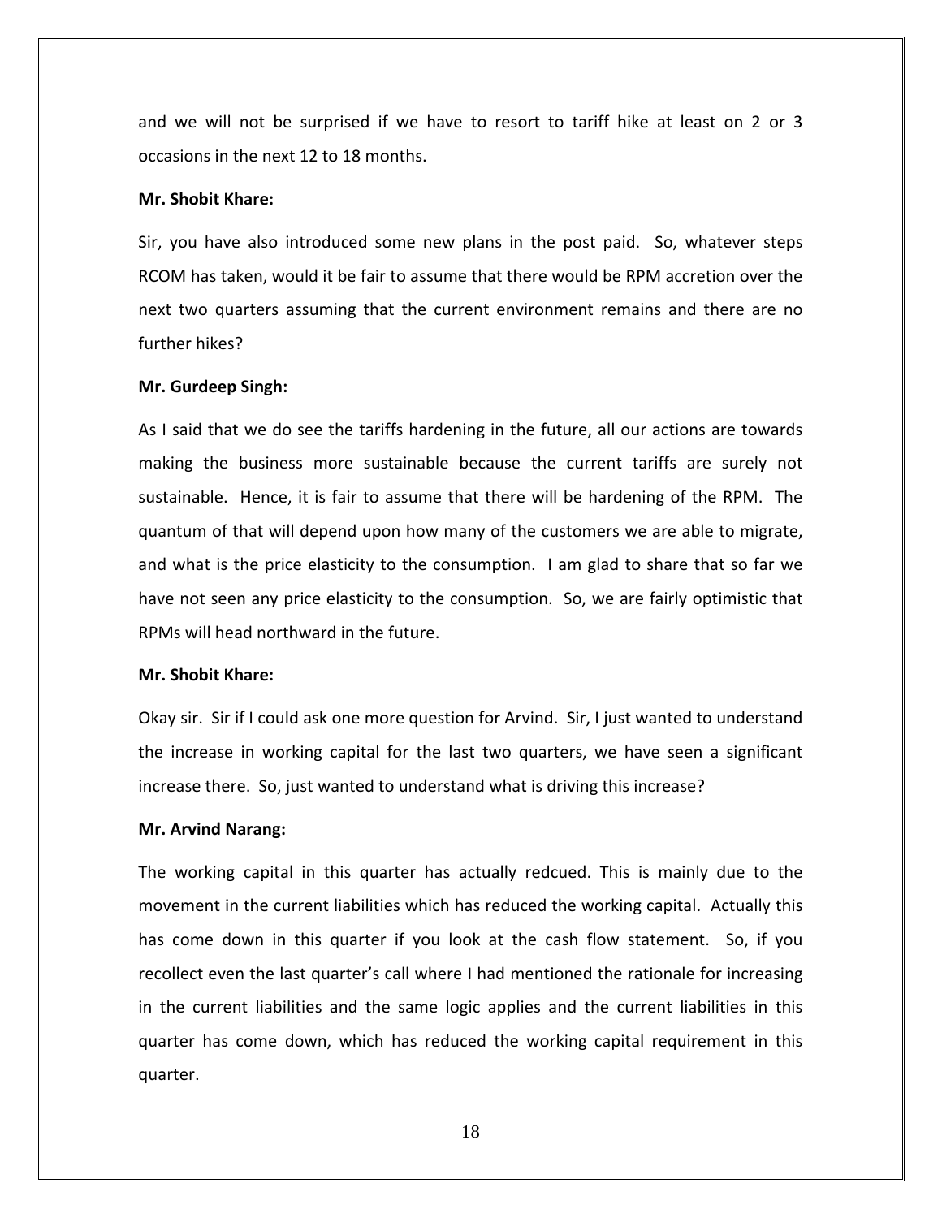and we will not be surprised if we have to resort to tariff hike at least on 2 or 3 occasions in the next 12 to 18 months.

**Mr. Shobit Khare:**

Sir, you have also introduced some new plans in the post paid. So, whatever steps RCOM has taken, would it be fair to assume that there would be RPM accretion over the next two quarters assuming that the current environment remains and there are no further hikes?

**Mr. Gurdeep Singh:**

As I said that we do see the tariffs hardening in the future, all our actions are towards making the business more sustainable because the current tariffs are surely not sustainable. Hence, it is fair to assume that there will be hardening of the RPM. The quantum of that will depend upon how many of the customers we are able to migrate, and what is the price elasticity to the consumption. I am glad to share that so far we have not seen any price elasticity to the consumption. So, we are fairly optimistic that RPMs will head northward in the future.

**Mr. Shobit Khare:**

Okay sir. Sir if I could ask one more question for Arvind. Sir, I just wanted to understand the increase in working capital for the last two quarters, we have seen a significant increase there. So, just wanted to understand what is driving this increase?

**Mr. Arvind Narang:**

The working capital in this quarter has actually redcued. This is mainly due to the movement in the current liabilities which has reduced the working capital. Actually this has come down in this quarter if you look at the cash flow statement. So, if you recollect even the last quarter's call where I had mentioned the rationale for increasing in the current liabilities and the same logic applies and the current liabilities in this quarter has come down, which has reduced the working capital requirement in this quarter.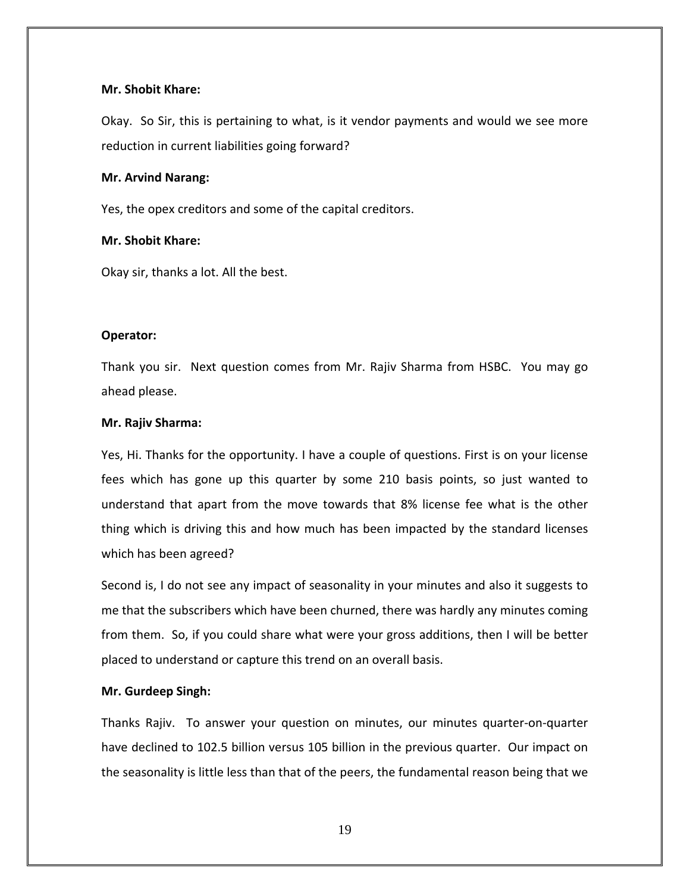**Mr. Shobit Khare:**

Okay. So Sir, this is pertaining to what, is it vendor payments and would we see more reduction in current liabilities going forward?

**Mr. Arvind Narang:**

Yes, the opex creditors and some of the capital creditors.

**Mr. Shobit Khare:**

Okay sir, thanks a lot. All the best.

**Operator:**

Thank you sir. Next question comes from Mr. Rajiv Sharma from HSBC. You may go ahead please.

**Mr. Rajiv Sharma:**

Yes, Hi. Thanks for the opportunity. I have a couple of questions. First is on your license fees which has gone up this quarter by some 210 basis points, so just wanted to understand that apart from the move towards that 8% license fee what is the other thing which is driving this and how much has been impacted by the standard licenses which has been agreed?

Second is, I do not see any impact of seasonality in your minutes and also it suggests to me that the subscribers which have been churned, there was hardly any minutes coming from them. So, if you could share what were your gross additions, then I will be better placed to understand or capture this trend on an overall basis.

**Mr. Gurdeep Singh:**

Thanks Rajiv. To answer your question on minutes, our minutes quarter-on-quarter have declined to 102.5 billion versus 105 billion in the previous quarter. Our impact on the seasonality is little less than that of the peers, the fundamental reason being that we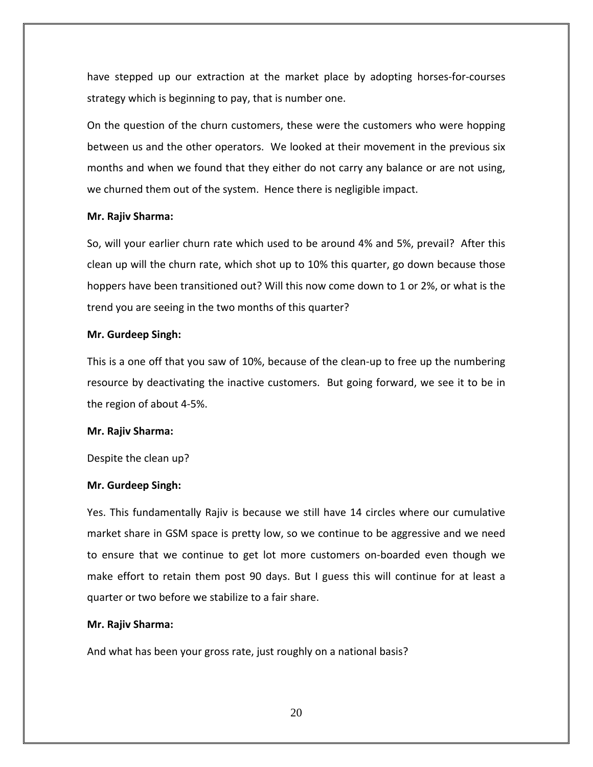have stepped up our extraction at the market place by adopting horses-for-courses strategy which is beginning to pay, that is number one.

On the question of the churn customers, these were the customers who were hopping between us and the other operators. We looked at their movement in the previous six months and when we found that they either do not carry any balance or are not using, we churned them out of the system. Hence there is negligible impact.

**Mr. Rajiv Sharma:**

So, will your earlier churn rate which used to be around 4% and 5%, prevail? After this clean up will the churn rate, which shot up to 10% this quarter, go down because those hoppers have been transitioned out? Will this now come down to 1 or 2%, or what is the trend you are seeing in the two months of this quarter?

**Mr. Gurdeep Singh:**

This is a one off that you saw of 10%, because of the clean-up to free up the numbering resource by deactivating the inactive customers. But going forward, we see it to be in the region of about 4-5%.

**Mr. Rajiv Sharma:**

Despite the clean up?

**Mr. Gurdeep Singh:**

Yes. This fundamentally Rajiv is because we still have 14 circles where our cumulative market share in GSM space is pretty low, so we continue to be aggressive and we need to ensure that we continue to get lot more customers on-boarded even though we make effort to retain them post 90 days. But I guess this will continue for at least a quarter or two before we stabilize to a fair share.

**Mr. Rajiv Sharma:**

And what has been your gross rate, just roughly on a national basis?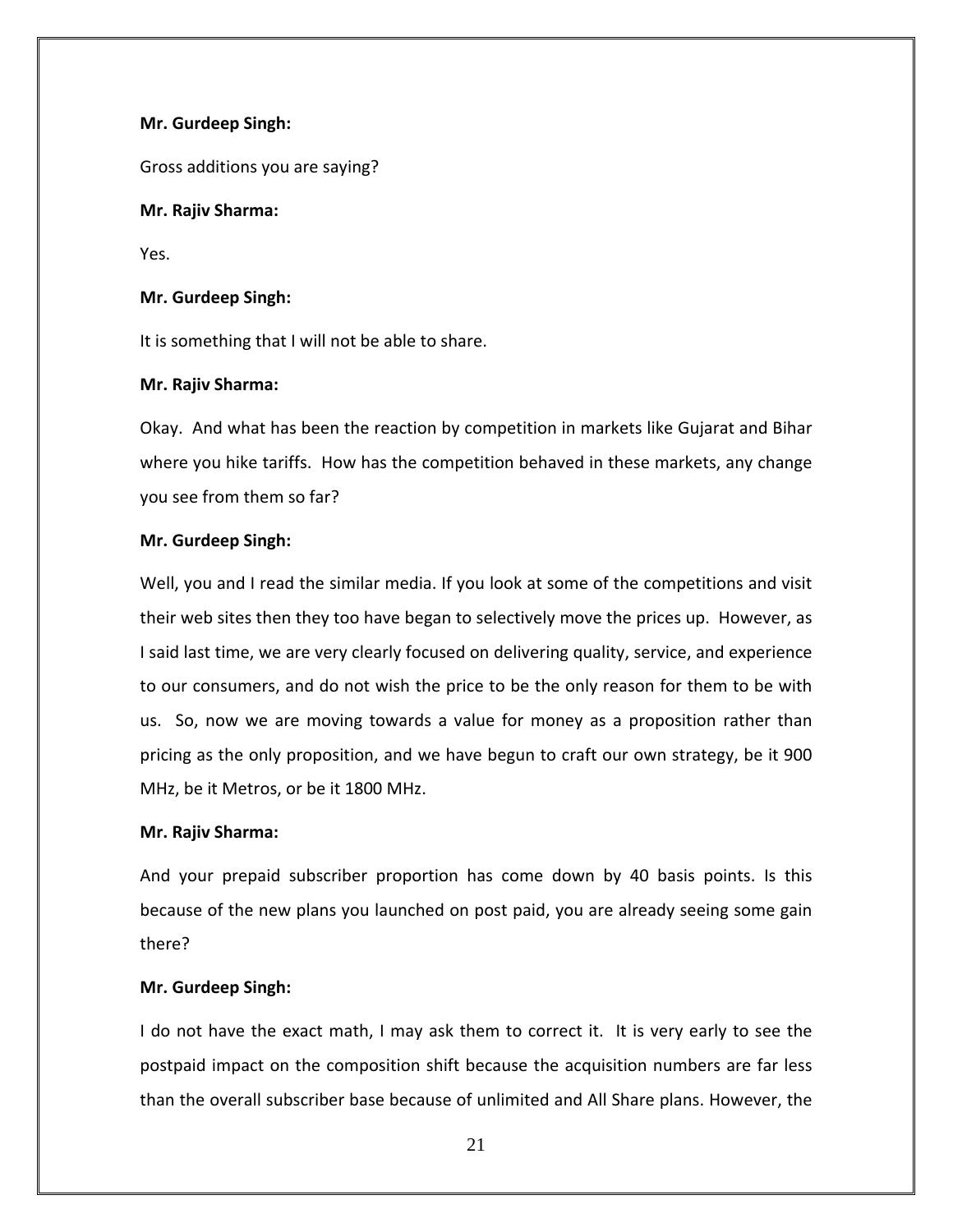**Mr. Gurdeep Singh:**

Gross additions you are saying?

**Mr. Rajiv Sharma:**

Yes.

**Mr. Gurdeep Singh:**

It is something that I will not be able to share.

**Mr. Rajiv Sharma:**

Okay. And what has been the reaction by competition in markets like Gujarat and Bihar where you hike tariffs. How has the competition behaved in these markets, any change you see from them so far?

**Mr. Gurdeep Singh:**

Well, you and I read the similar media. If you look at some of the competitions and visit their web sites then they too have began to selectively move the prices up. However, as I said last time, we are very clearly focused on delivering quality, service, and experience to our consumers, and do not wish the price to be the only reason for them to be with us. So, now we are moving towards a value for money as a proposition rather than pricing as the only proposition, and we have begun to craft our own strategy, be it 900 MHz, be it Metros, or be it 1800 MHz.

**Mr. Rajiv Sharma:**

And your prepaid subscriber proportion has come down by 40 basis points. Is this because of the new plans you launched on post paid, you are already seeing some gain there?

**Mr. Gurdeep Singh:**

I do not have the exact math, I may ask them to correct it. It is very early to see the postpaid impact on the composition shift because the acquisition numbers are far less than the overall subscriber base because of unlimited and All Share plans. However, the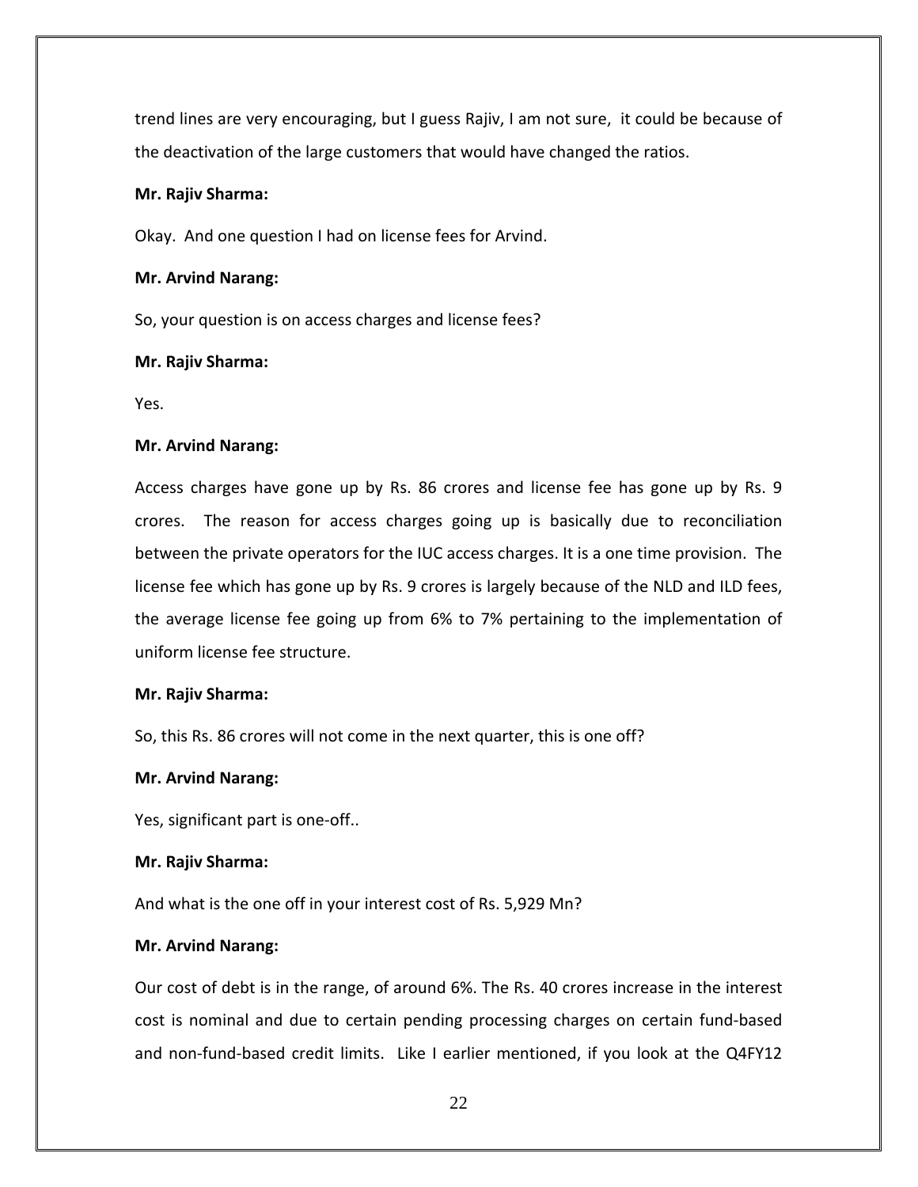trend lines are very encouraging, but I guess Rajiv, I am not sure, it could be because of the deactivation of the large customers that would have changed the ratios.

**Mr. Rajiv Sharma:**

Okay. And one question I had on license fees for Arvind.

**Mr. Arvind Narang:**

So, your question is on access charges and license fees?

**Mr. Rajiv Sharma:**

Yes.

**Mr. Arvind Narang:**

Access charges have gone up by Rs. 86 crores and license fee has gone up by Rs. 9 crores. The reason for access charges going up is basically due to reconciliation between the private operators for the IUC access charges. It is a one time provision. The license fee which has gone up by Rs. 9 crores is largely because of the NLD and ILD fees, the average license fee going up from 6% to 7% pertaining to the implementation of uniform license fee structure.

**Mr. Rajiv Sharma:**

So, this Rs. 86 crores will not come in the next quarter, this is one off?

**Mr. Arvind Narang:**

Yes, significant part is one-off..

**Mr. Rajiv Sharma:**

And what is the one off in your interest cost of Rs. 5,929 Mn?

**Mr. Arvind Narang:**

Our cost of debt is in the range, of around 6%. The Rs. 40 crores increase in the interest cost is nominal and due to certain pending processing charges on certain fund-based and non-fund-based credit limits. Like I earlier mentioned, if you look at the Q4FY12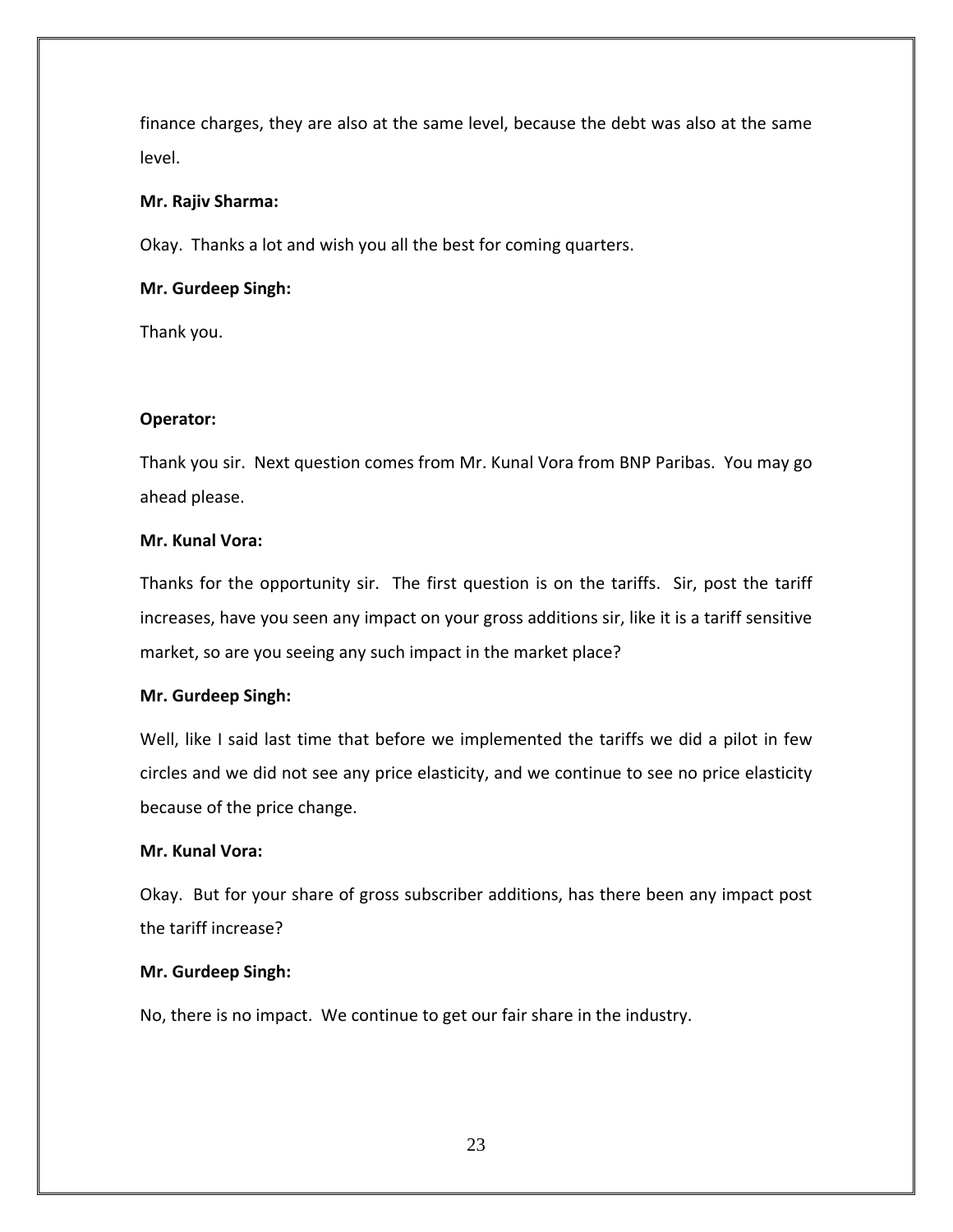finance charges, they are also at the same level, because the debt was also at the same level.

**Mr. Rajiv Sharma:**

Okay. Thanks a lot and wish you all the best for coming quarters.

**Mr. Gurdeep Singh:**

Thank you.

**Operator:**

Thank you sir. Next question comes from Mr. Kunal Vora from BNP Paribas. You may go ahead please.

**Mr. Kunal Vora:**

Thanks for the opportunity sir. The first question is on the tariffs. Sir, post the tariff increases, have you seen any impact on your gross additions sir, like it is a tariff sensitive market, so are you seeing any such impact in the market place?

**Mr. Gurdeep Singh:**

Well, like I said last time that before we implemented the tariffs we did a pilot in few circles and we did not see any price elasticity, and we continue to see no price elasticity because of the price change.

**Mr. Kunal Vora:**

Okay. But for your share of gross subscriber additions, has there been any impact post the tariff increase?

**Mr. Gurdeep Singh:**

No, there is no impact. We continue to get our fair share in the industry.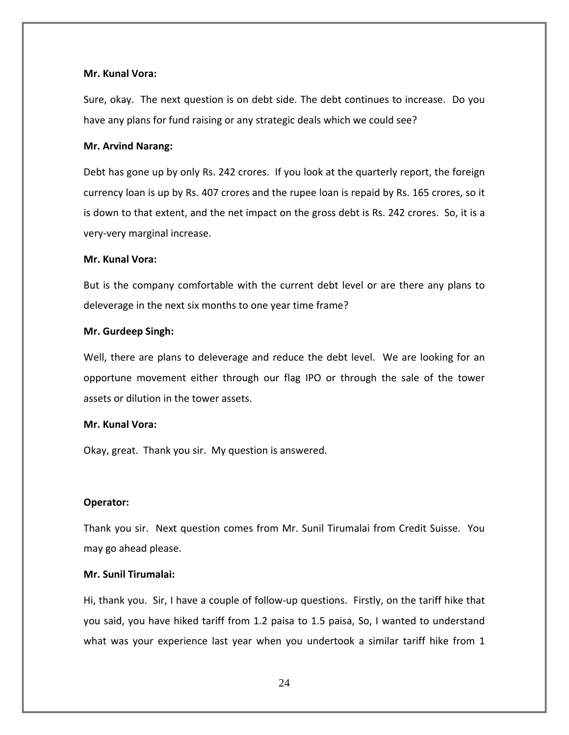**Mr. Kunal Vora:**

Sure, okay. The next question is on debt side. The debt continues to increase. Do you have any plans for fund raising or any strategic deals which we could see?

**Mr. Arvind Narang:**

Debt has gone up by only Rs. 242 crores. If you look at the quarterly report, the foreign currency loan is up by Rs. 407 crores and the rupee loan is repaid by Rs. 165 crores, so it is down to that extent, and the net impact on the gross debt is Rs. 242 crores. So, it is a very-very marginal increase.

**Mr. Kunal Vora:**

But is the company comfortable with the current debt level or are there any plans to deleverage in the next six months to one year time frame?

**Mr. Gurdeep Singh:**

Well, there are plans to deleverage and reduce the debt level. We are looking for an opportune movement either through our flag IPO or through the sale of the tower assets or dilution in the tower assets.

**Mr. Kunal Vora:**

Okay, great. Thank you sir. My question is answered.

**Operator:**

Thank you sir. Next question comes from Mr. Sunil Tirumalai from Credit Suisse. You may go ahead please.

**Mr. Sunil Tirumalai:**

Hi, thank you. Sir, I have a couple of follow-up questions. Firstly, on the tariff hike that you said, you have hiked tariff from 1.2 paisa to 1.5 paisa, So, I wanted to understand what was your experience last year when you undertook a similar tariff hike from 1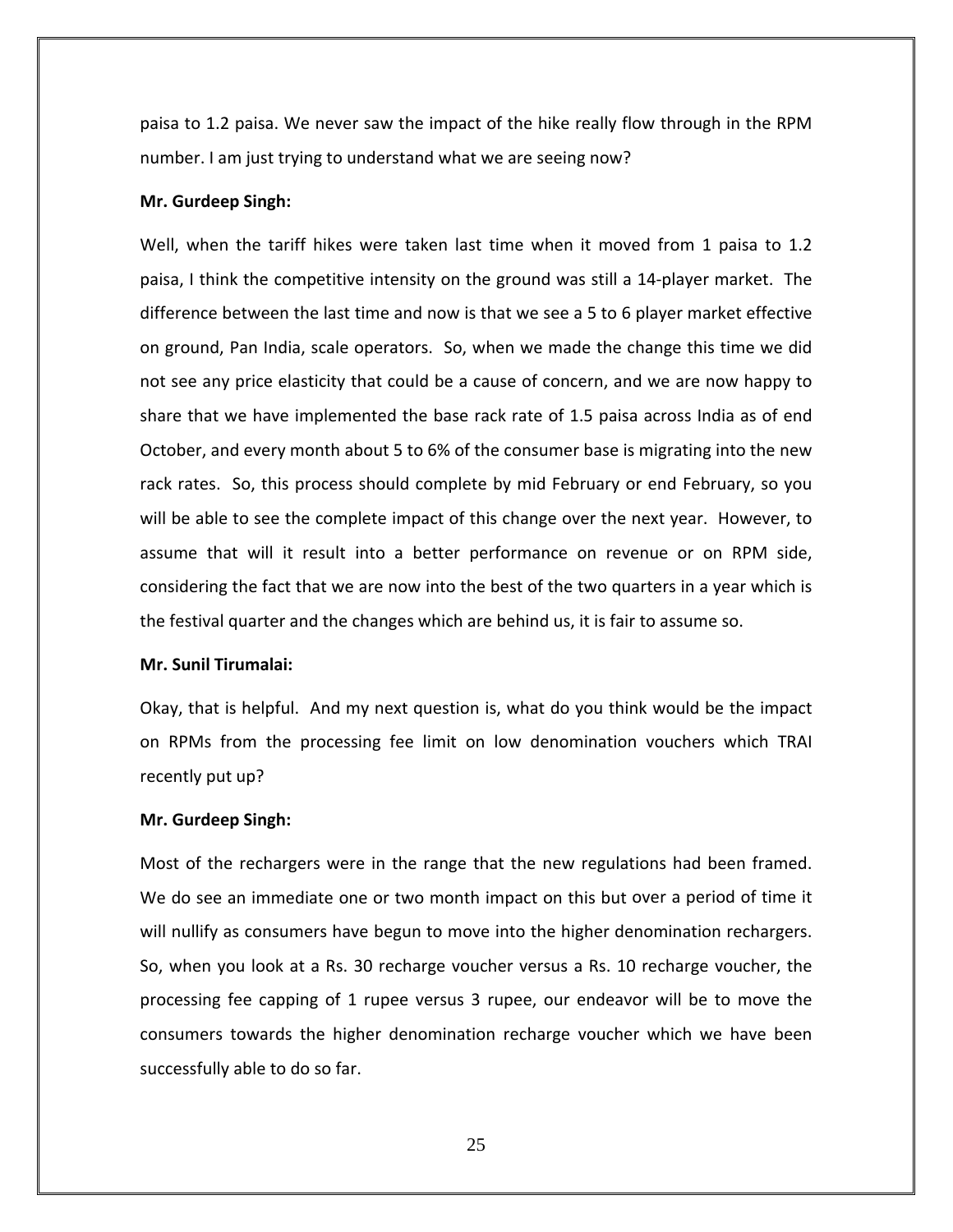paisa to 1.2 paisa. We never saw the impact of the hike really flow through in the RPM number. I am just trying to understand what we are seeing now?

**Mr. Gurdeep Singh:**

Well, when the tariff hikes were taken last time when it moved from 1 paisa to 1.2 paisa, I think the competitive intensity on the ground was still a 14-player market. The difference between the last time and now is that we see a 5 to 6 player market effective on ground, Pan India, scale operators. So, when we made the change this time we did not see any price elasticity that could be a cause of concern, and we are now happy to share that we have implemented the base rack rate of 1.5 paisa across India as of end October, and every month about 5 to 6% of the consumer base is migrating into the new rack rates. So, this process should complete by mid February or end February, so you will be able to see the complete impact of this change over the next year. However, to assume that will it result into a better performance on revenue or on RPM side, considering the fact that we are now into the best of the two quarters in a year which is the festival quarter and the changes which are behind us, it is fair to assume so.

**Mr. Sunil Tirumalai:**

Okay, that is helpful. And my next question is, what do you think would be the impact on RPMs from the processing fee limit on low denomination vouchers which TRAI recently put up?

**Mr. Gurdeep Singh:**

Most of the rechargers were in the range that the new regulations had been framed. We do see an immediate one or two month impact on this but over a period of time it will nullify as consumers have begun to move into the higher denomination rechargers. So, when you look at a Rs. 30 recharge voucher versus a Rs. 10 recharge voucher, the processing fee capping of 1 rupee versus 3 rupee, our endeavor will be to move the consumers towards the higher denomination recharge voucher which we have been successfully able to do so far.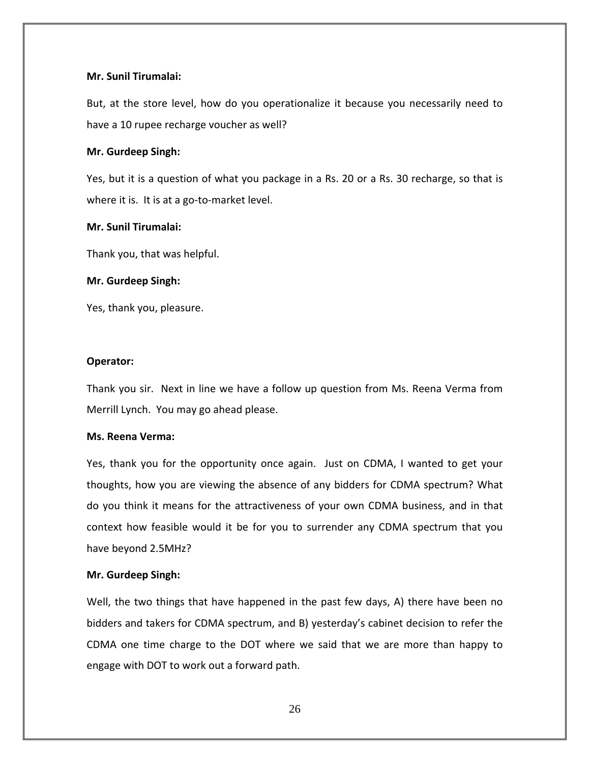**Mr. Sunil Tirumalai:**

But, at the store level, how do you operationalize it because you necessarily need to have a 10 rupee recharge voucher as well?

**Mr. Gurdeep Singh:**

Yes, but it is a question of what you package in a Rs. 20 or a Rs. 30 recharge, so that is where it is. It is at a go-to-market level.

**Mr. Sunil Tirumalai:**

Thank you, that was helpful.

**Mr. Gurdeep Singh:**

Yes, thank you, pleasure.

**Operator:**

Thank you sir. Next in line we have a follow up question from Ms. Reena Verma from Merrill Lynch. You may go ahead please.

**Ms. Reena Verma:**

Yes, thank you for the opportunity once again. Just on CDMA, I wanted to get your thoughts, how you are viewing the absence of any bidders for CDMA spectrum? What do you think it means for the attractiveness of your own CDMA business, and in that context how feasible would it be for you to surrender any CDMA spectrum that you have beyond 2.5MHz?

**Mr. Gurdeep Singh:**

Well, the two things that have happened in the past few days, A) there have been no bidders and takers for CDMA spectrum, and B) yesterday's cabinet decision to refer the CDMA one time charge to the DOT where we said that we are more than happy to engage with DOT to work out a forward path.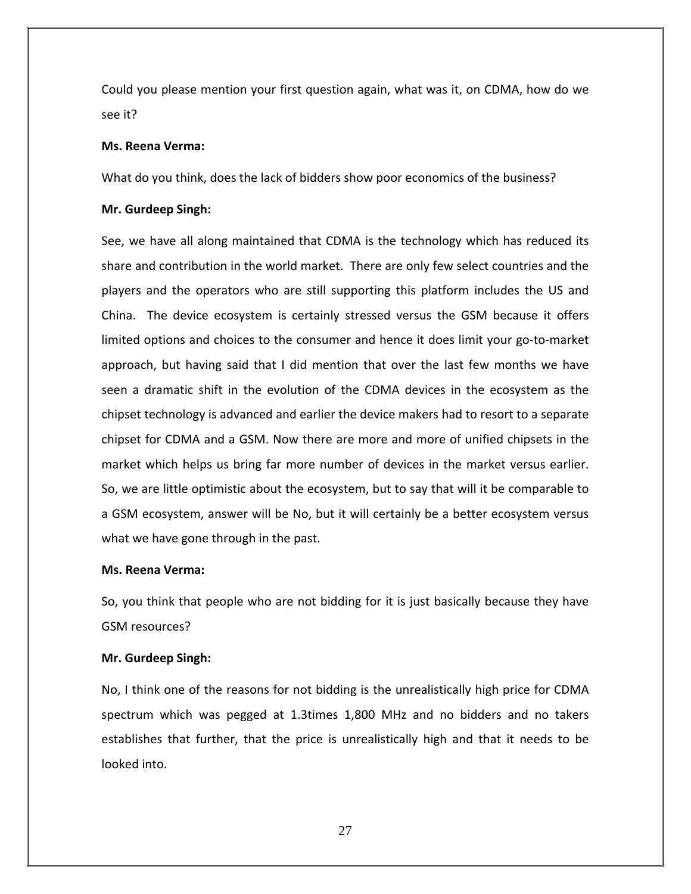Could you please mention your first question again, what was it, on CDMA, how do we see it?

**Ms. Reena Verma:**

What do you think, does the lack of bidders show poor economics of the business?

**Mr. Gurdeep Singh:**

See, we have all along maintained that CDMA is the technology which has reduced its share and contribution in the world market. There are only few select countries and the players and the operators who are still supporting this platform includes the US and China. The device ecosystem is certainly stressed versus the GSM because it offers limited options and choices to the consumer and hence it does limit your go-to-market approach, but having said that I did mention that over the last few months we have seen a dramatic shift in the evolution of the CDMA devices in the ecosystem as the chipset technology is advanced and earlier the device makers had to resort to a separate chipset for CDMA and a GSM. Now there are more and more of unified chipsets in the market which helps us bring far more number of devices in the market versus earlier. So, we are little optimistic about the ecosystem, but to say that will it be comparable to a GSM ecosystem, answer will be No, but it will certainly be a better ecosystem versus what we have gone through in the past.

**Ms. Reena Verma:**

So, you think that people who are not bidding for it is just basically because they have GSM resources?

**Mr. Gurdeep Singh:**

No, I think one of the reasons for not bidding is the unrealistically high price for CDMA spectrum which was pegged at 1.3times 1,800 MHz and no bidders and no takers establishes that further, that the price is unrealistically high and that it needs to be looked into.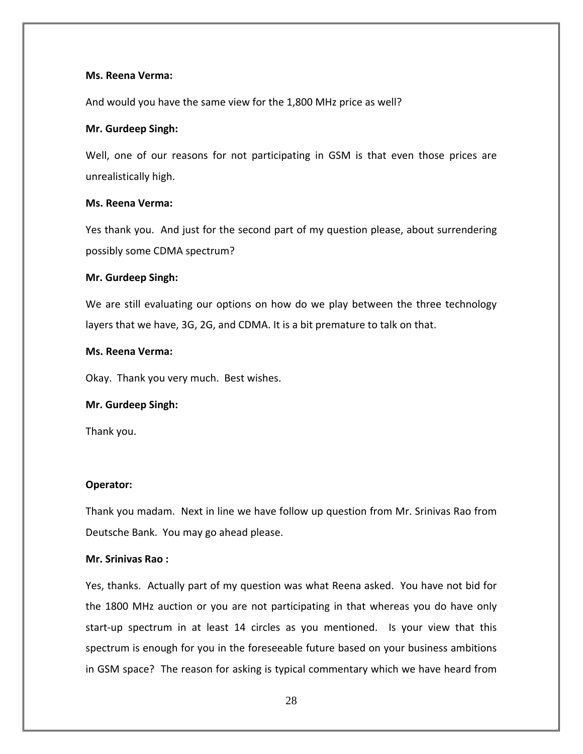**Ms. Reena Verma:**

And would you have the same view for the 1,800 MHz price as well?

**Mr. Gurdeep Singh:**

Well, one of our reasons for not participating in GSM is that even those prices are unrealistically high.

**Ms. Reena Verma:**

Yes thank you. And just for the second part of my question please, about surrendering possibly some CDMA spectrum?

**Mr. Gurdeep Singh:**

We are still evaluating our options on how do we play between the three technology layers that we have, 3G, 2G, and CDMA. It is a bit premature to talk on that.

**Ms. Reena Verma:**

Okay. Thank you very much. Best wishes.

**Mr. Gurdeep Singh:**

Thank you.

**Operator:**

Thank you madam. Next in line we have follow up question from Mr. Srinivas Rao from Deutsche Bank. You may go ahead please.

**Mr. Srinivas Rao :**

Yes, thanks. Actually part of my question was what Reena asked. You have not bid for the 1800 MHz auction or you are not participating in that whereas you do have only start-up spectrum in at least 14 circles as you mentioned. Is your view that this spectrum is enough for you in the foreseeable future based on your business ambitions in GSM space? The reason for asking is typical commentary which we have heard from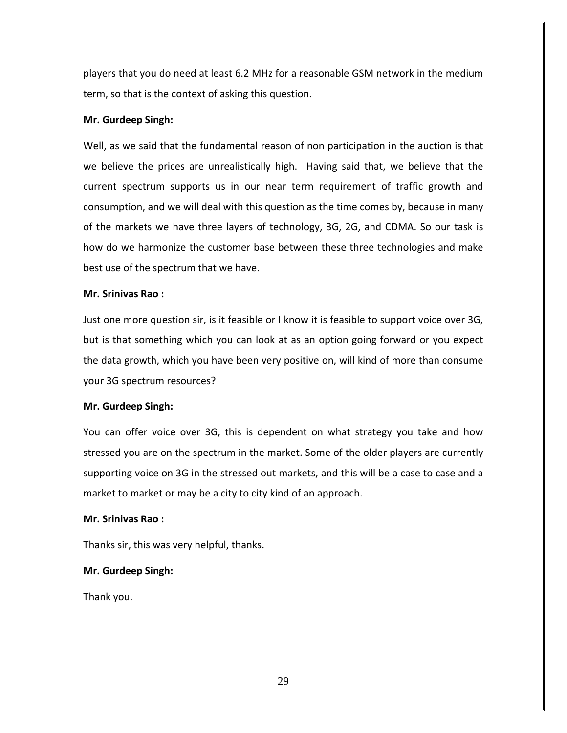players that you do need at least 6.2 MHz for a reasonable GSM network in the medium term, so that is the context of asking this question.

**Mr. Gurdeep Singh:**

Well, as we said that the fundamental reason of non participation in the auction is that we believe the prices are unrealistically high.  Having said that, we believe that the current spectrum supports us in our near term requirement of traffic growth and consumption, and we will deal with this question as the time comes by, because in many of the markets we have three layers of technology, 3G, 2G, and CDMA. So our task is how do we harmonize the customer base between these three technologies and make best use of the spectrum that we have.

**Mr. Srinivas Rao :**

Just one more question sir, is it feasible or I know it is feasible to support voice over 3G, but is that something which you can look at as an option going forward or you expect the data growth, which you have been very positive on, will kind of more than consume your 3G spectrum resources?

**Mr. Gurdeep Singh:**

You can offer voice over 3G, this is dependent on what strategy you take and how stressed you are on the spectrum in the market. Some of the older players are currently supporting voice on 3G in the stressed out markets, and this will be a case to case and a market to market or may be a city to city kind of an approach.

**Mr. Srinivas Rao :**

Thanks sir, this was very helpful, thanks.

**Mr. Gurdeep Singh:**

Thank you.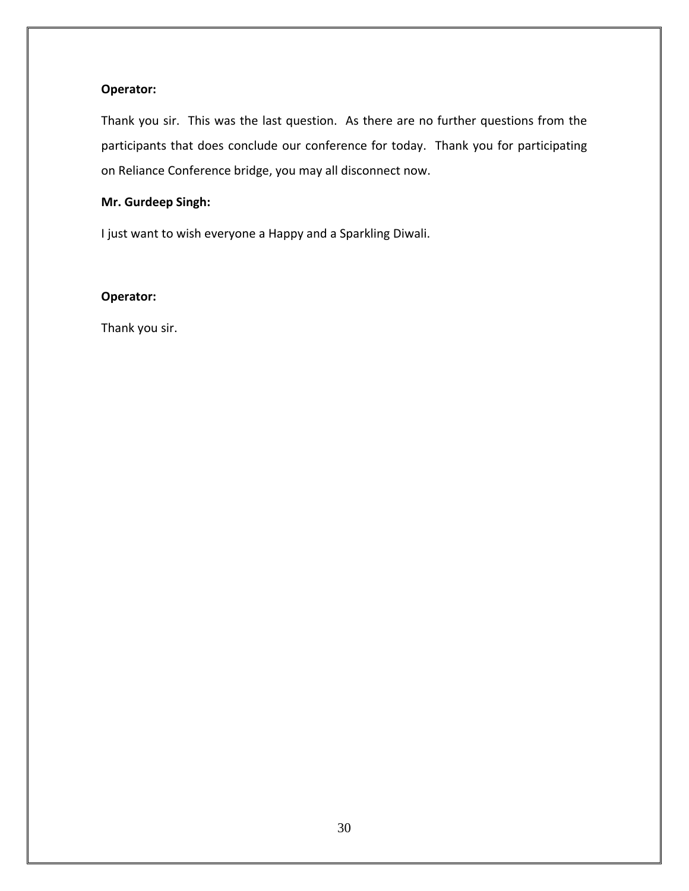**Operator:**

Thank you sir. This was the last question. As there are no further questions from the participants that does conclude our conference for today. Thank you for participating on Reliance Conference bridge, you may all disconnect now.

**Mr. Gurdeep Singh:**

I just want to wish everyone a Happy and a Sparkling Diwali.

**Operator:**

Thank you sir.